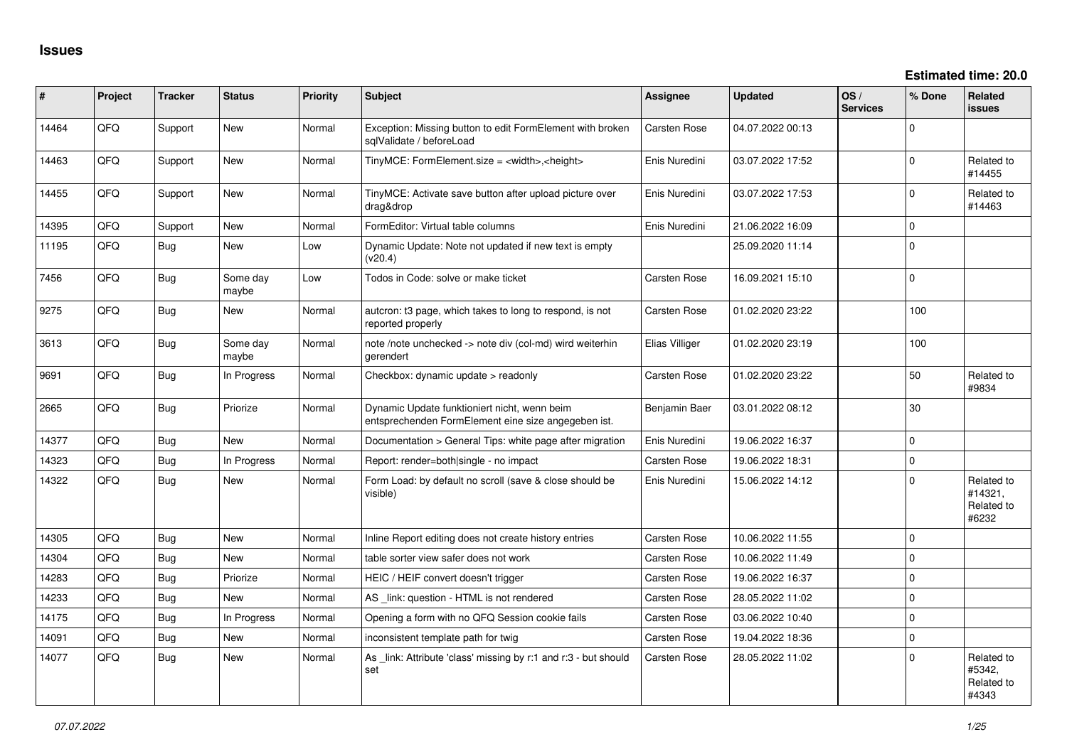## Issues

**Estimated time: 20.0**

| # | Project | Tracker | Status | Priority | Subject | Assignee | Updated | OS / Services | % Done | Related issues |
|---|---|---|---|---|---|---|---|---|---|---|
| 14464 | QFQ | Support | New | Normal | Exception: Missing button to edit FormElement with broken sqlValidate / beforeLoad | Carsten Rose | 04.07.2022 00:13 | | 0 | |
| 14463 | QFQ | Support | New | Normal | TinyMCE: FormElement.size = <width>,<height> | Enis Nuredini | 03.07.2022 17:52 | | 0 | Related to #14455 |
| 14455 | QFQ | Support | New | Normal | TinyMCE: Activate save button after upload picture over drag&drop | Enis Nuredini | 03.07.2022 17:53 | | 0 | Related to #14463 |
| 14395 | QFQ | Support | New | Normal | FormEditor: Virtual table columns | Enis Nuredini | 21.06.2022 16:09 | | 0 | |
| 11195 | QFQ | Bug | New | Low | Dynamic Update: Note not updated if new text is empty (v20.4) | | 25.09.2020 11:14 | | 0 | |
| 7456 | QFQ | Bug | Some day maybe | Low | Todos in Code: solve or make ticket | Carsten Rose | 16.09.2021 15:10 | | 0 | |
| 9275 | QFQ | Bug | New | Normal | autcron: t3 page, which takes to long to respond, is not reported properly | Carsten Rose | 01.02.2020 23:22 | | 100 | |
| 3613 | QFQ | Bug | Some day maybe | Normal | note /note unchecked -> note div (col-md) wird weiterhin gerendert | Elias Villiger | 01.02.2020 23:19 | | 100 | |
| 9691 | QFQ | Bug | In Progress | Normal | Checkbox: dynamic update > readonly | Carsten Rose | 01.02.2020 23:22 | | 50 | Related to #9834 |
| 2665 | QFQ | Bug | Priorize | Normal | Dynamic Update funktioniert nicht, wenn beim entsprechenden FormElement eine size angegeben ist. | Benjamin Baer | 03.01.2022 08:12 | | 30 | |
| 14377 | QFQ | Bug | New | Normal | Documentation > General Tips: white page after migration | Enis Nuredini | 19.06.2022 16:37 | | 0 | |
| 14323 | QFQ | Bug | In Progress | Normal | Report: render=both|single - no impact | Carsten Rose | 19.06.2022 18:31 | | 0 | |
| 14322 | QFQ | Bug | New | Normal | Form Load: by default no scroll (save & close should be visible) | Enis Nuredini | 15.06.2022 14:12 | | 0 | Related to #14321, Related to #6232 |
| 14305 | QFQ | Bug | New | Normal | Inline Report editing does not create history entries | Carsten Rose | 10.06.2022 11:55 | | 0 | |
| 14304 | QFQ | Bug | New | Normal | table sorter view safer does not work | Carsten Rose | 10.06.2022 11:49 | | 0 | |
| 14283 | QFQ | Bug | Priorize | Normal | HEIC / HEIF convert doesn't trigger | Carsten Rose | 19.06.2022 16:37 | | 0 | |
| 14233 | QFQ | Bug | New | Normal | AS _link: question - HTML is not rendered | Carsten Rose | 28.05.2022 11:02 | | 0 | |
| 14175 | QFQ | Bug | In Progress | Normal | Opening a form with no QFQ Session cookie fails | Carsten Rose | 03.06.2022 10:40 | | 0 | |
| 14091 | QFQ | Bug | New | Normal | inconsistent template path for twig | Carsten Rose | 19.04.2022 18:36 | | 0 | |
| 14077 | QFQ | Bug | New | Normal | As _link: Attribute 'class' missing by r:1 and r:3 - but should set | Carsten Rose | 28.05.2022 11:02 | | 0 | Related to #5342, Related to #4343 |

*07.07.2022*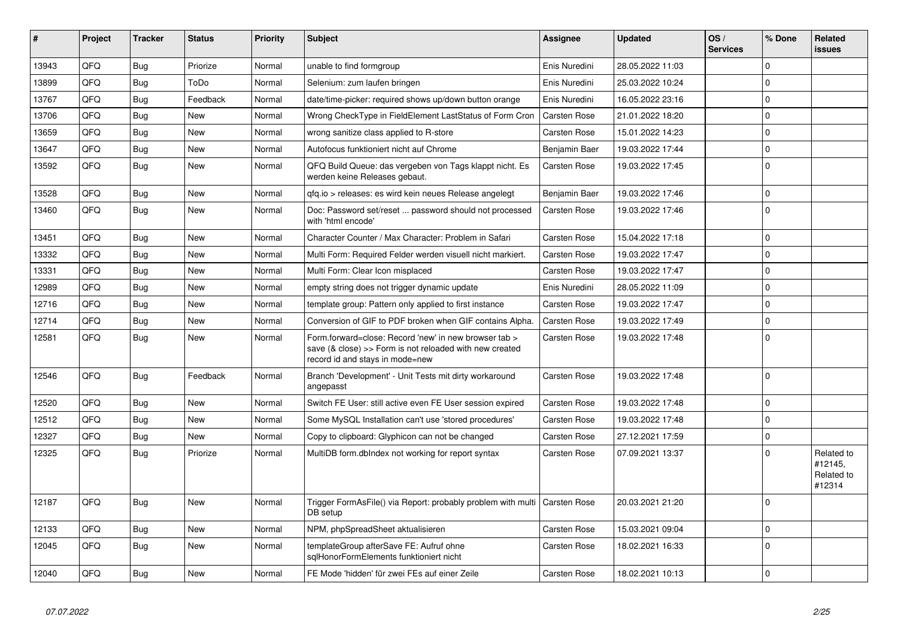| # | Project | Tracker | Status | Priority | Subject | Assignee | Updated | OS / Services | % Done | Related issues |
|---|---|---|---|---|---|---|---|---|---|---|
| 13943 | QFQ | Bug | Priorize | Normal | unable to find formgroup | Enis Nuredini | 28.05.2022 11:03 | | 0 | |
| 13899 | QFQ | Bug | ToDo | Normal | Selenium: zum laufen bringen | Enis Nuredini | 25.03.2022 10:24 | | 0 | |
| 13767 | QFQ | Bug | Feedback | Normal | date/time-picker: required shows up/down button orange | Enis Nuredini | 16.05.2022 23:16 | | 0 | |
| 13706 | QFQ | Bug | New | Normal | Wrong CheckType in FieldElement LastStatus of Form Cron | Carsten Rose | 21.01.2022 18:20 | | 0 | |
| 13659 | QFQ | Bug | New | Normal | wrong sanitize class applied to R-store | Carsten Rose | 15.01.2022 14:23 | | 0 | |
| 13647 | QFQ | Bug | New | Normal | Autofocus funktioniert nicht auf Chrome | Benjamin Baer | 19.03.2022 17:44 | | 0 | |
| 13592 | QFQ | Bug | New | Normal | QFQ Build Queue: das vergeben von Tags klappt nicht. Es werden keine Releases gebaut. | Carsten Rose | 19.03.2022 17:45 | | 0 | |
| 13528 | QFQ | Bug | New | Normal | qfq.io > releases: es wird kein neues Release angelegt | Benjamin Baer | 19.03.2022 17:46 | | 0 | |
| 13460 | QFQ | Bug | New | Normal | Doc: Password set/reset ... password should not processed with 'html encode' | Carsten Rose | 19.03.2022 17:46 | | 0 | |
| 13451 | QFQ | Bug | New | Normal | Character Counter / Max Character: Problem in Safari | Carsten Rose | 15.04.2022 17:18 | | 0 | |
| 13332 | QFQ | Bug | New | Normal | Multi Form: Required Felder werden visuell nicht markiert. | Carsten Rose | 19.03.2022 17:47 | | 0 | |
| 13331 | QFQ | Bug | New | Normal | Multi Form: Clear Icon misplaced | Carsten Rose | 19.03.2022 17:47 | | 0 | |
| 12989 | QFQ | Bug | New | Normal | empty string does not trigger dynamic update | Enis Nuredini | 28.05.2022 11:09 | | 0 | |
| 12716 | QFQ | Bug | New | Normal | template group: Pattern only applied to first instance | Carsten Rose | 19.03.2022 17:47 | | 0 | |
| 12714 | QFQ | Bug | New | Normal | Conversion of GIF to PDF broken when GIF contains Alpha. | Carsten Rose | 19.03.2022 17:49 | | 0 | |
| 12581 | QFQ | Bug | New | Normal | Form.forward=close: Record 'new' in new browser tab > save (& close) >> Form is not reloaded with new created record id and stays in mode=new | Carsten Rose | 19.03.2022 17:48 | | 0 | |
| 12546 | QFQ | Bug | Feedback | Normal | Branch 'Development' - Unit Tests mit dirty workaround angepasst | Carsten Rose | 19.03.2022 17:48 | | 0 | |
| 12520 | QFQ | Bug | New | Normal | Switch FE User: still active even FE User session expired | Carsten Rose | 19.03.2022 17:48 | | 0 | |
| 12512 | QFQ | Bug | New | Normal | Some MySQL Installation can't use 'stored procedures' | Carsten Rose | 19.03.2022 17:48 | | 0 | |
| 12327 | QFQ | Bug | New | Normal | Copy to clipboard: Glyphicon can not be changed | Carsten Rose | 27.12.2021 17:59 | | 0 | |
| 12325 | QFQ | Bug | Priorize | Normal | MultiDB form.dbIndex not working for report syntax | Carsten Rose | 07.09.2021 13:37 | | 0 | Related to #12145, Related to #12314 |
| 12187 | QFQ | Bug | New | Normal | Trigger FormAsFile() via Report: probably problem with multi DB setup | Carsten Rose | 20.03.2021 21:20 | | 0 | |
| 12133 | QFQ | Bug | New | Normal | NPM, phpSpreadSheet aktualisieren | Carsten Rose | 15.03.2021 09:04 | | 0 | |
| 12045 | QFQ | Bug | New | Normal | templateGroup afterSave FE: Aufruf ohne sqlHonorFormElements funktioniert nicht | Carsten Rose | 18.02.2021 16:33 | | 0 | |
| 12040 | QFQ | Bug | New | Normal | FE Mode 'hidden' für zwei FEs auf einer Zeile | Carsten Rose | 18.02.2021 10:13 | | 0 | |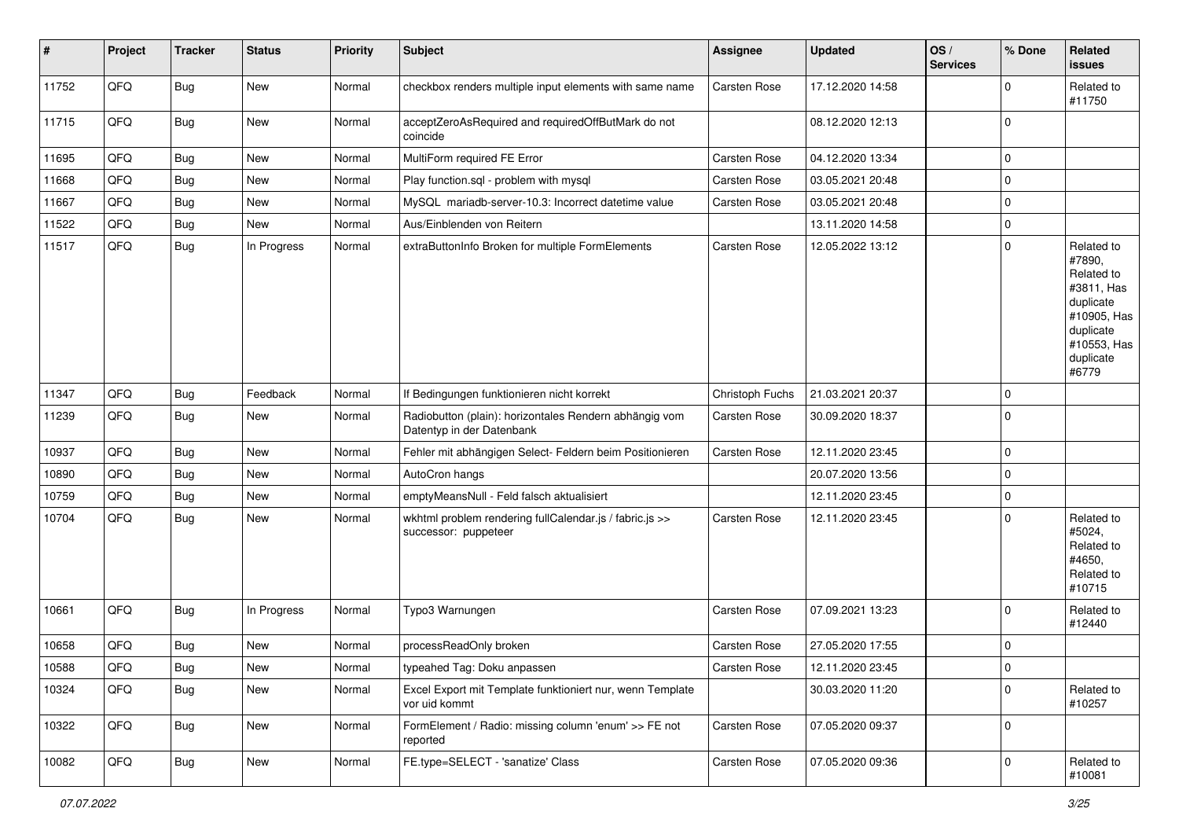| # | Project | Tracker | Status | Priority | Subject | Assignee | Updated | OS / Services | % Done | Related issues |
|---|---|---|---|---|---|---|---|---|---|---|
| 11752 | QFQ | Bug | New | Normal | checkbox renders multiple input elements with same name | Carsten Rose | 17.12.2020 14:58 | | 0 | Related to #11750 |
| 11715 | QFQ | Bug | New | Normal | acceptZeroAsRequired and requiredOffButMark do not coincide | | 08.12.2020 12:13 | | 0 | |
| 11695 | QFQ | Bug | New | Normal | MultiForm required FE Error | Carsten Rose | 04.12.2020 13:34 | | 0 | |
| 11668 | QFQ | Bug | New | Normal | Play function.sql - problem with mysql | Carsten Rose | 03.05.2021 20:48 | | 0 | |
| 11667 | QFQ | Bug | New | Normal | MySQL mariadb-server-10.3: Incorrect datetime value | Carsten Rose | 03.05.2021 20:48 | | 0 | |
| 11522 | QFQ | Bug | New | Normal | Aus/Einblenden von Reitern | | 13.11.2020 14:58 | | 0 | |
| 11517 | QFQ | Bug | In Progress | Normal | extraButtonInfo Broken for multiple FormElements | Carsten Rose | 12.05.2022 13:12 | | 0 | Related to #7890, Related to #3811, Has duplicate #10905, Has duplicate #10553, Has duplicate #6779 |
| 11347 | QFQ | Bug | Feedback | Normal | If Bedingungen funktionieren nicht korrekt | Christoph Fuchs | 21.03.2021 20:37 | | 0 | |
| 11239 | QFQ | Bug | New | Normal | Radiobutton (plain): horizontales Rendern abhängig vom Datentyp in der Datenbank | Carsten Rose | 30.09.2020 18:37 | | 0 | |
| 10937 | QFQ | Bug | New | Normal | Fehler mit abhängigen Select- Feldern beim Positionieren | Carsten Rose | 12.11.2020 23:45 | | 0 | |
| 10890 | QFQ | Bug | New | Normal | AutoCron hangs | | 20.07.2020 13:56 | | 0 | |
| 10759 | QFQ | Bug | New | Normal | emptyMeansNull - Feld falsch aktualisiert | | 12.11.2020 23:45 | | 0 | |
| 10704 | QFQ | Bug | New | Normal | wkhtml problem rendering fullCalendar.js / fabric.js >> successor: puppeteer | Carsten Rose | 12.11.2020 23:45 | | 0 | Related to #5024, Related to #4650, Related to #10715 |
| 10661 | QFQ | Bug | In Progress | Normal | Typo3 Warnungen | Carsten Rose | 07.09.2021 13:23 | | 0 | Related to #12440 |
| 10658 | QFQ | Bug | New | Normal | processReadOnly broken | Carsten Rose | 27.05.2020 17:55 | | 0 | |
| 10588 | QFQ | Bug | New | Normal | typeahed Tag: Doku anpassen | Carsten Rose | 12.11.2020 23:45 | | 0 | |
| 10324 | QFQ | Bug | New | Normal | Excel Export mit Template funktioniert nur, wenn Template vor uid kommt | | 30.03.2020 11:20 | | 0 | Related to #10257 |
| 10322 | QFQ | Bug | New | Normal | FormElement / Radio: missing column 'enum' >> FE not reported | Carsten Rose | 07.05.2020 09:37 | | 0 | |
| 10082 | QFQ | Bug | New | Normal | FE.type=SELECT - 'sanatize' Class | Carsten Rose | 07.05.2020 09:36 | | 0 | Related to #10081 |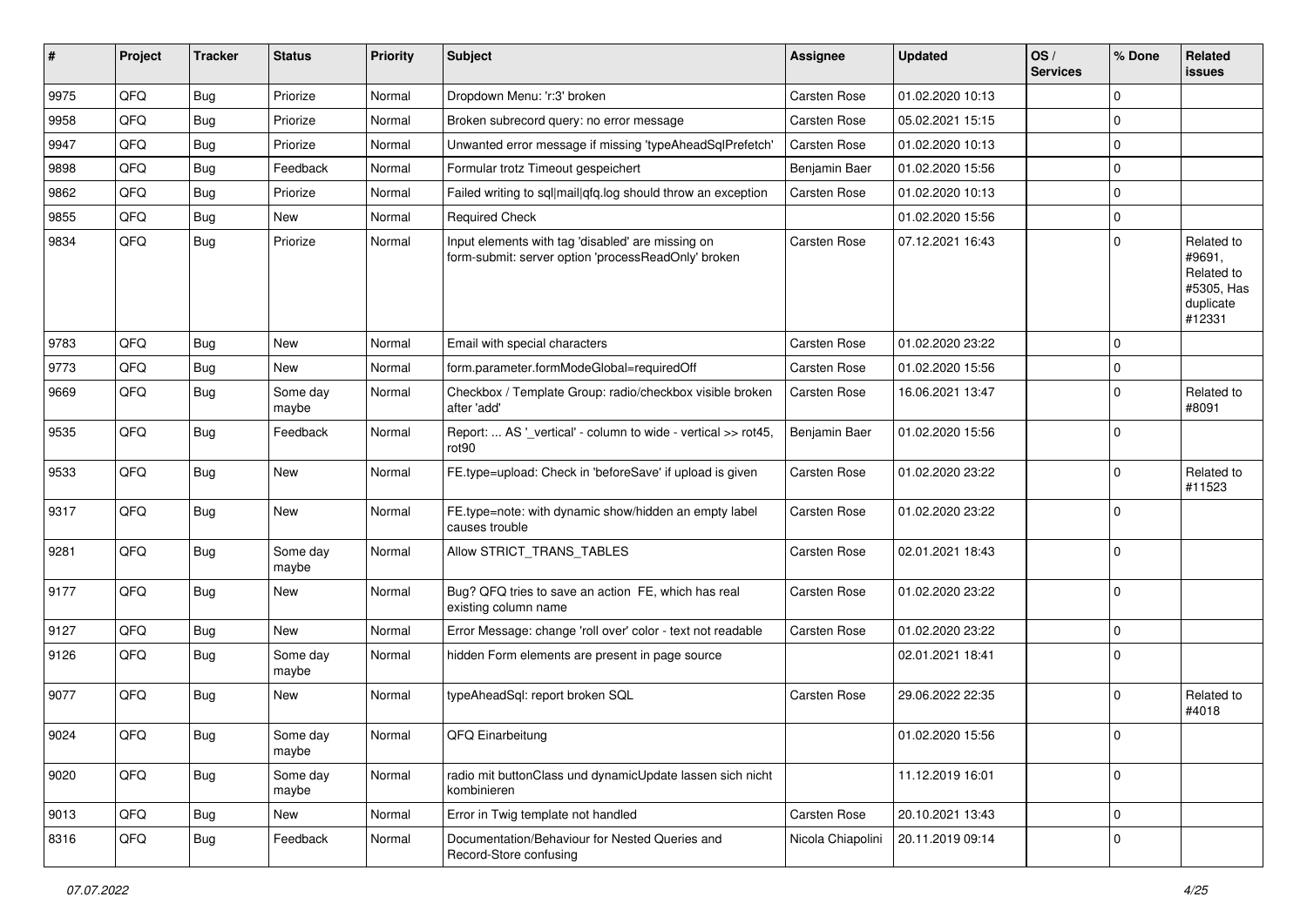| # | Project | Tracker | Status | Priority | Subject | Assignee | Updated | OS / Services | % Done | Related issues |
|---|---|---|---|---|---|---|---|---|---|---|
| 9975 | QFQ | Bug | Priorize | Normal | Dropdown Menu: 'r:3' broken | Carsten Rose | 01.02.2020 10:13 | | 0 | |
| 9958 | QFQ | Bug | Priorize | Normal | Broken subrecord query: no error message | Carsten Rose | 05.02.2021 15:15 | | 0 | |
| 9947 | QFQ | Bug | Priorize | Normal | Unwanted error message if missing 'typeAheadSqlPrefetch' | Carsten Rose | 01.02.2020 10:13 | | 0 | |
| 9898 | QFQ | Bug | Feedback | Normal | Formular trotz Timeout gespeichert | Benjamin Baer | 01.02.2020 15:56 | | 0 | |
| 9862 | QFQ | Bug | Priorize | Normal | Failed writing to sql\|mail\|qfq.log should throw an exception | Carsten Rose | 01.02.2020 10:13 | | 0 | |
| 9855 | QFQ | Bug | New | Normal | Required Check | | 01.02.2020 15:56 | | 0 | |
| 9834 | QFQ | Bug | Priorize | Normal | Input elements with tag 'disabled' are missing on form-submit: server option 'processReadOnly' broken | Carsten Rose | 07.12.2021 16:43 | | 0 | Related to #9691, Related to #5305, Has duplicate #12331 |
| 9783 | QFQ | Bug | New | Normal | Email with special characters | Carsten Rose | 01.02.2020 23:22 | | 0 | |
| 9773 | QFQ | Bug | New | Normal | form.parameter.formModeGlobal=requiredOff | Carsten Rose | 01.02.2020 15:56 | | 0 | |
| 9669 | QFQ | Bug | Some day maybe | Normal | Checkbox / Template Group: radio/checkbox visible broken after 'add' | Carsten Rose | 16.06.2021 13:47 | | 0 | Related to #8091 |
| 9535 | QFQ | Bug | Feedback | Normal | Report: ... AS '_vertical' - column to wide - vertical >> rot45, rot90 | Benjamin Baer | 01.02.2020 15:56 | | 0 | |
| 9533 | QFQ | Bug | New | Normal | FE.type=upload: Check in 'beforeSave' if upload is given | Carsten Rose | 01.02.2020 23:22 | | 0 | Related to #11523 |
| 9317 | QFQ | Bug | New | Normal | FE.type=note: with dynamic show/hidden an empty label causes trouble | Carsten Rose | 01.02.2020 23:22 | | 0 | |
| 9281 | QFQ | Bug | Some day maybe | Normal | Allow STRICT_TRANS_TABLES | Carsten Rose | 02.01.2021 18:43 | | 0 | |
| 9177 | QFQ | Bug | New | Normal | Bug? QFQ tries to save an action FE, which has real existing column name | Carsten Rose | 01.02.2020 23:22 | | 0 | |
| 9127 | QFQ | Bug | New | Normal | Error Message: change 'roll over' color - text not readable | Carsten Rose | 01.02.2020 23:22 | | 0 | |
| 9126 | QFQ | Bug | Some day maybe | Normal | hidden Form elements are present in page source | | 02.01.2021 18:41 | | 0 | |
| 9077 | QFQ | Bug | New | Normal | typeAheadSql: report broken SQL | Carsten Rose | 29.06.2022 22:35 | | 0 | Related to #4018 |
| 9024 | QFQ | Bug | Some day maybe | Normal | QFQ Einarbeitung | | 01.02.2020 15:56 | | 0 | |
| 9020 | QFQ | Bug | Some day maybe | Normal | radio mit buttonClass und dynamicUpdate lassen sich nicht kombinieren | | 11.12.2019 16:01 | | 0 | |
| 9013 | QFQ | Bug | New | Normal | Error in Twig template not handled | Carsten Rose | 20.10.2021 13:43 | | 0 | |
| 8316 | QFQ | Bug | Feedback | Normal | Documentation/Behaviour for Nested Queries and Record-Store confusing | Nicola Chiapolini | 20.11.2019 09:14 | | 0 | |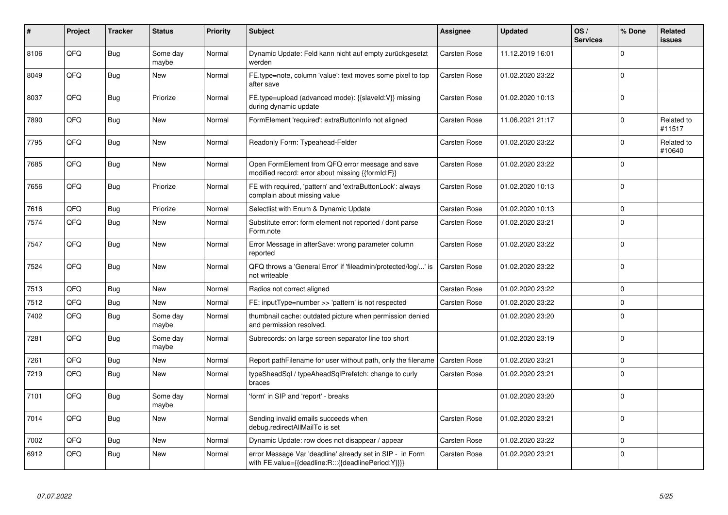| # | Project | Tracker | Status | Priority | Subject | Assignee | Updated | OS / Services | % Done | Related issues |
|---|---|---|---|---|---|---|---|---|---|---|
| 8106 | QFQ | Bug | Some day maybe | Normal | Dynamic Update: Feld kann nicht auf empty zurückgesetzt werden | Carsten Rose | 11.12.2019 16:01 | | 0 | |
| 8049 | QFQ | Bug | New | Normal | FE.type=note, column 'value': text moves some pixel to top after save | Carsten Rose | 01.02.2020 23:22 | | 0 | |
| 8037 | QFQ | Bug | Priorize | Normal | FE.type=upload (advanced mode): {{slaveId:V}} missing during dynamic update | Carsten Rose | 01.02.2020 10:13 | | 0 | |
| 7890 | QFQ | Bug | New | Normal | FormElement 'required': extraButtonInfo not aligned | Carsten Rose | 11.06.2021 21:17 | | 0 | Related to #11517 |
| 7795 | QFQ | Bug | New | Normal | Readonly Form: Typeahead-Felder | Carsten Rose | 01.02.2020 23:22 | | 0 | Related to #10640 |
| 7685 | QFQ | Bug | New | Normal | Open FormElement from QFQ error message and save modified record: error about missing {{formId:F}} | Carsten Rose | 01.02.2020 23:22 | | 0 | |
| 7656 | QFQ | Bug | Priorize | Normal | FE with required, 'pattern' and 'extraButtonLock': always complain about missing value | Carsten Rose | 01.02.2020 10:13 | | 0 | |
| 7616 | QFQ | Bug | Priorize | Normal | Selectlist with Enum & Dynamic Update | Carsten Rose | 01.02.2020 10:13 | | 0 | |
| 7574 | QFQ | Bug | New | Normal | Substitute error: form element not reported / dont parse Form.note | Carsten Rose | 01.02.2020 23:21 | | 0 | |
| 7547 | QFQ | Bug | New | Normal | Error Message in afterSave: wrong parameter column reported | Carsten Rose | 01.02.2020 23:22 | | 0 | |
| 7524 | QFQ | Bug | New | Normal | QFQ throws a 'General Error' if 'fileadmin/protected/log/...' is not writeable | Carsten Rose | 01.02.2020 23:22 | | 0 | |
| 7513 | QFQ | Bug | New | Normal | Radios not correct aligned | Carsten Rose | 01.02.2020 23:22 | | 0 | |
| 7512 | QFQ | Bug | New | Normal | FE: inputType=number >> 'pattern' is not respected | Carsten Rose | 01.02.2020 23:22 | | 0 | |
| 7402 | QFQ | Bug | Some day maybe | Normal | thumbnail cache: outdated picture when permission denied and permission resolved. | | 01.02.2020 23:20 | | 0 | |
| 7281 | QFQ | Bug | Some day maybe | Normal | Subrecords: on large screen separator line too short | | 01.02.2020 23:19 | | 0 | |
| 7261 | QFQ | Bug | New | Normal | Report pathFilename for user without path, only the filename | Carsten Rose | 01.02.2020 23:21 | | 0 | |
| 7219 | QFQ | Bug | New | Normal | typeSheadSql / typeAheadSqlPrefetch: change to curly braces | Carsten Rose | 01.02.2020 23:21 | | 0 | |
| 7101 | QFQ | Bug | Some day maybe | Normal | 'form' in SIP and 'report' - breaks | | 01.02.2020 23:20 | | 0 | |
| 7014 | QFQ | Bug | New | Normal | Sending invalid emails succeeds when debug.redirectAllMailTo is set | Carsten Rose | 01.02.2020 23:21 | | 0 | |
| 7002 | QFQ | Bug | New | Normal | Dynamic Update: row does not disappear / appear | Carsten Rose | 01.02.2020 23:22 | | 0 | |
| 6912 | QFQ | Bug | New | Normal | error Message Var 'deadline' already set in SIP - in Form with FE.value={{deadline:R:::{{deadlinePeriod:Y}}}} | Carsten Rose | 01.02.2020 23:21 | | 0 | |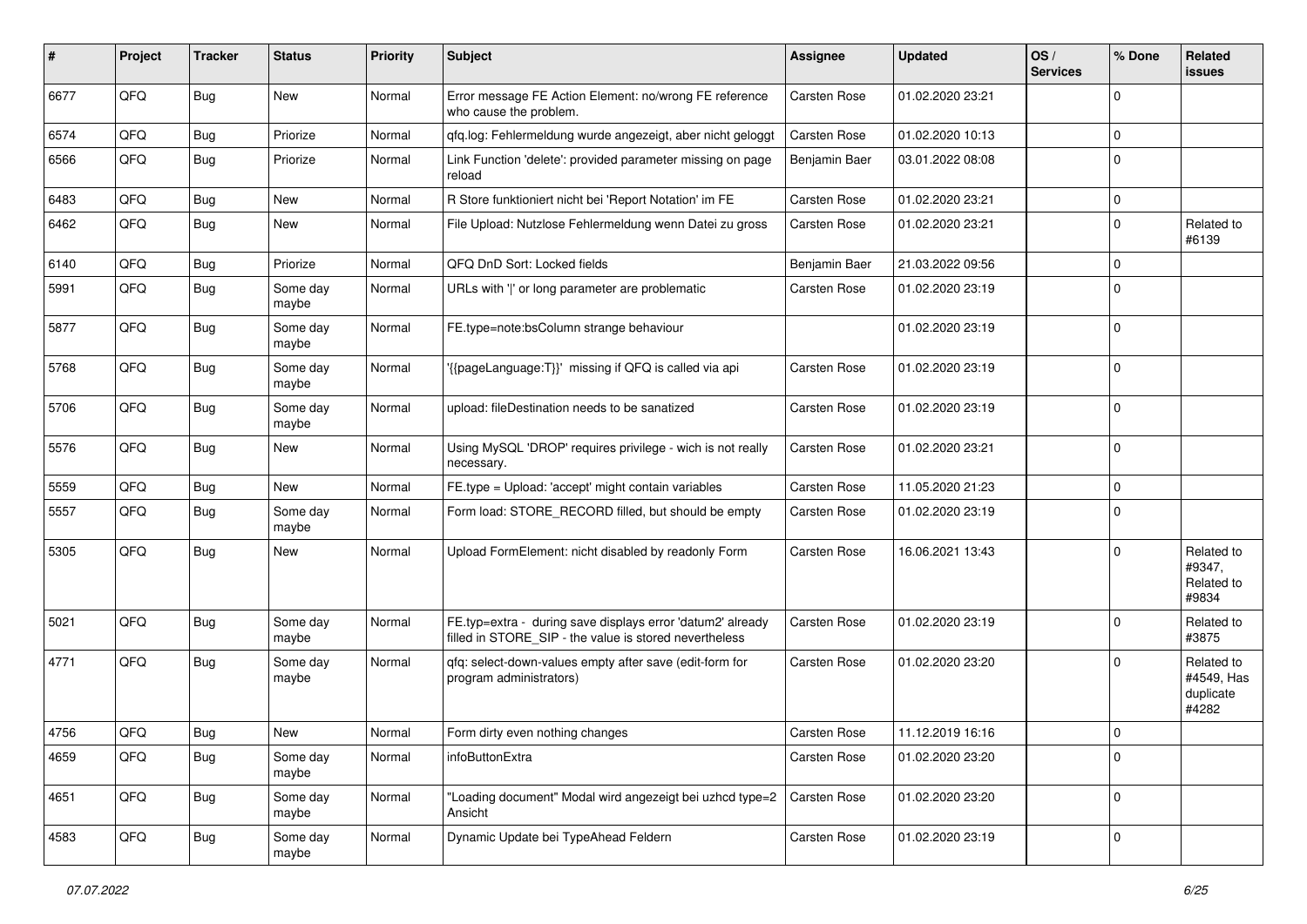| # | Project | Tracker | Status | Priority | Subject | Assignee | Updated | OS / Services | % Done | Related issues |
|---|---|---|---|---|---|---|---|---|---|---|
| 6677 | QFQ | Bug | New | Normal | Error message FE Action Element: no/wrong FE reference who cause the problem. | Carsten Rose | 01.02.2020 23:21 | | 0 | |
| 6574 | QFQ | Bug | Priorize | Normal | qfq.log: Fehlermeldung wurde angezeigt, aber nicht geloggt | Carsten Rose | 01.02.2020 10:13 | | 0 | |
| 6566 | QFQ | Bug | Priorize | Normal | Link Function 'delete': provided parameter missing on page reload | Benjamin Baer | 03.01.2022 08:08 | | 0 | |
| 6483 | QFQ | Bug | New | Normal | R Store funktioniert nicht bei 'Report Notation' im FE | Carsten Rose | 01.02.2020 23:21 | | 0 | |
| 6462 | QFQ | Bug | New | Normal | File Upload: Nutzlose Fehlermeldung wenn Datei zu gross | Carsten Rose | 01.02.2020 23:21 | | 0 | Related to #6139 |
| 6140 | QFQ | Bug | Priorize | Normal | QFQ DnD Sort: Locked fields | Benjamin Baer | 21.03.2022 09:56 | | 0 | |
| 5991 | QFQ | Bug | Some day maybe | Normal | URLs with '\|' or long parameter are problematic | Carsten Rose | 01.02.2020 23:19 | | 0 | |
| 5877 | QFQ | Bug | Some day maybe | Normal | FE.type=note:bsColumn strange behaviour | | 01.02.2020 23:19 | | 0 | |
| 5768 | QFQ | Bug | Some day maybe | Normal | '{{pageLanguage:T}}' missing if QFQ is called via api | Carsten Rose | 01.02.2020 23:19 | | 0 | |
| 5706 | QFQ | Bug | Some day maybe | Normal | upload: fileDestination needs to be sanatized | Carsten Rose | 01.02.2020 23:19 | | 0 | |
| 5576 | QFQ | Bug | New | Normal | Using MySQL 'DROP' requires privilege - wich is not really necessary. | Carsten Rose | 01.02.2020 23:21 | | 0 | |
| 5559 | QFQ | Bug | New | Normal | FE.type = Upload: 'accept' might contain variables | Carsten Rose | 11.05.2020 21:23 | | 0 | |
| 5557 | QFQ | Bug | Some day maybe | Normal | Form load: STORE_RECORD filled, but should be empty | Carsten Rose | 01.02.2020 23:19 | | 0 | |
| 5305 | QFQ | Bug | New | Normal | Upload FormElement: nicht disabled by readonly Form | Carsten Rose | 16.06.2021 13:43 | | 0 | Related to #9347, Related to #9834 |
| 5021 | QFQ | Bug | Some day maybe | Normal | FE.typ=extra - during save displays error 'datum2' already filled in STORE_SIP - the value is stored nevertheless | Carsten Rose | 01.02.2020 23:19 | | 0 | Related to #3875 |
| 4771 | QFQ | Bug | Some day maybe | Normal | qfq: select-down-values empty after save (edit-form for program administrators) | Carsten Rose | 01.02.2020 23:20 | | 0 | Related to #4549, Has duplicate #4282 |
| 4756 | QFQ | Bug | New | Normal | Form dirty even nothing changes | Carsten Rose | 11.12.2019 16:16 | | 0 | |
| 4659 | QFQ | Bug | Some day maybe | Normal | infoButtonExtra | Carsten Rose | 01.02.2020 23:20 | | 0 | |
| 4651 | QFQ | Bug | Some day maybe | Normal | "Loading document" Modal wird angezeigt bei uzhcd type=2 Ansicht | Carsten Rose | 01.02.2020 23:20 | | 0 | |
| 4583 | QFQ | Bug | Some day maybe | Normal | Dynamic Update bei TypeAhead Feldern | Carsten Rose | 01.02.2020 23:19 | | 0 | |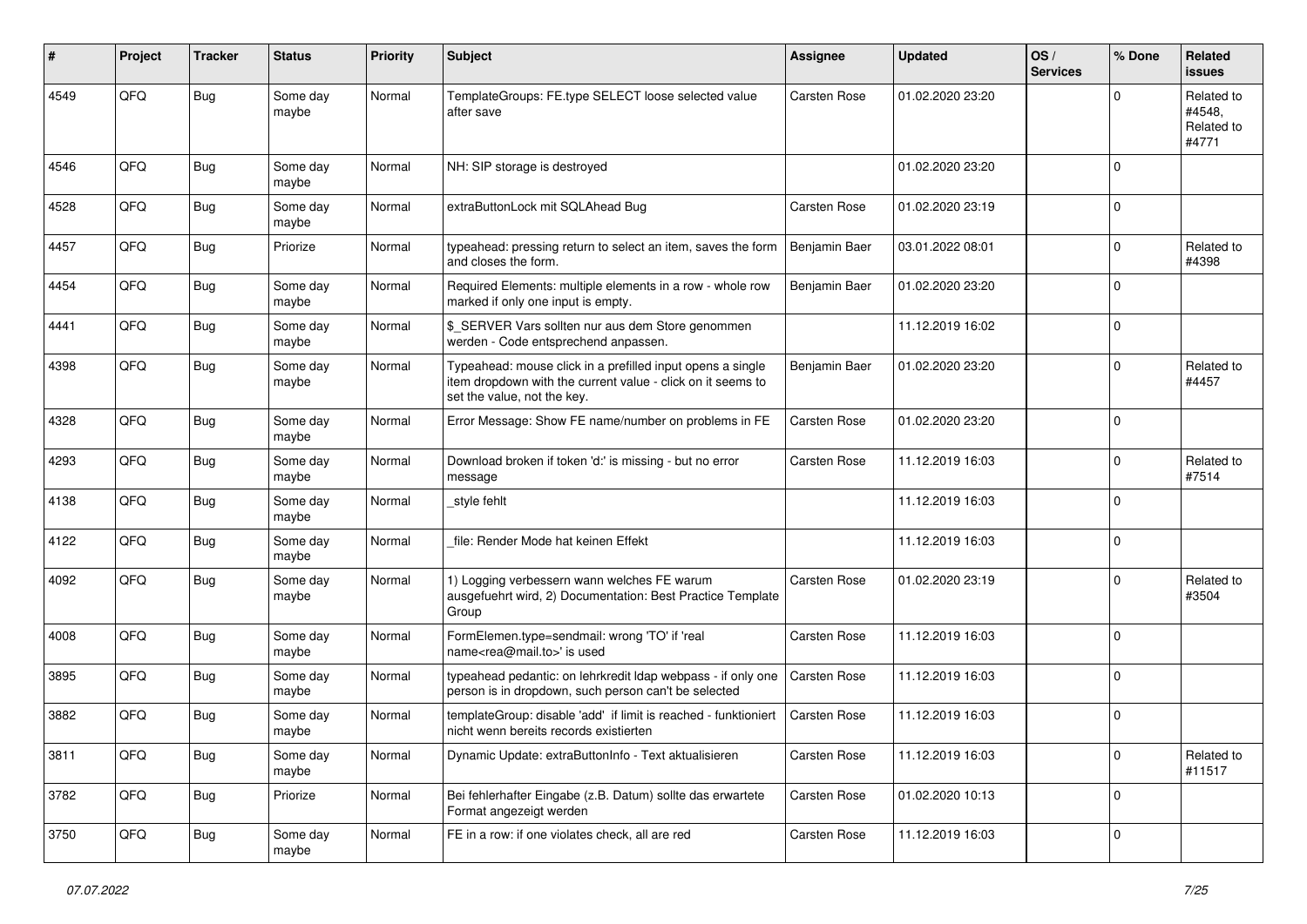| # | Project | Tracker | Status | Priority | Subject | Assignee | Updated | OS / Services | % Done | Related issues |
|---|---|---|---|---|---|---|---|---|---|---|
| 4549 | QFQ | Bug | Some day maybe | Normal | TemplateGroups: FE.type SELECT loose selected value after save | Carsten Rose | 01.02.2020 23:20 | | 0 | Related to #4548, Related to #4771 |
| 4546 | QFQ | Bug | Some day maybe | Normal | NH: SIP storage is destroyed | | 01.02.2020 23:20 | | 0 | |
| 4528 | QFQ | Bug | Some day maybe | Normal | extraButtonLock mit SQLAhead Bug | Carsten Rose | 01.02.2020 23:19 | | 0 | |
| 4457 | QFQ | Bug | Priorize | Normal | typeahead: pressing return to select an item, saves the form and closes the form. | Benjamin Baer | 03.01.2022 08:01 | | 0 | Related to #4398 |
| 4454 | QFQ | Bug | Some day maybe | Normal | Required Elements: multiple elements in a row - whole row marked if only one input is empty. | Benjamin Baer | 01.02.2020 23:20 | | 0 | |
| 4441 | QFQ | Bug | Some day maybe | Normal | $_SERVER Vars sollten nur aus dem Store genommen werden - Code entsprechend anpassen. | | 11.12.2019 16:02 | | 0 | |
| 4398 | QFQ | Bug | Some day maybe | Normal | Typeahead: mouse click in a prefilled input opens a single item dropdown with the current value - click on it seems to set the value, not the key. | Benjamin Baer | 01.02.2020 23:20 | | 0 | Related to #4457 |
| 4328 | QFQ | Bug | Some day maybe | Normal | Error Message: Show FE name/number on problems in FE | Carsten Rose | 01.02.2020 23:20 | | 0 | |
| 4293 | QFQ | Bug | Some day maybe | Normal | Download broken if token 'd:' is missing - but no error message | Carsten Rose | 11.12.2019 16:03 | | 0 | Related to #7514 |
| 4138 | QFQ | Bug | Some day maybe | Normal | _style fehlt | | 11.12.2019 16:03 | | 0 | |
| 4122 | QFQ | Bug | Some day maybe | Normal | _file: Render Mode hat keinen Effekt | | 11.12.2019 16:03 | | 0 | |
| 4092 | QFQ | Bug | Some day maybe | Normal | 1) Logging verbessern wann welches FE warum ausgefuehrt wird, 2) Documentation: Best Practice Template Group | Carsten Rose | 01.02.2020 23:19 | | 0 | Related to #3504 |
| 4008 | QFQ | Bug | Some day maybe | Normal | FormElemen.type=sendmail: wrong 'TO' if 'real name<rea@mail.to>' is used | Carsten Rose | 11.12.2019 16:03 | | 0 | |
| 3895 | QFQ | Bug | Some day maybe | Normal | typeahead pedantic: on lehrkredit ldap webpass - if only one person is in dropdown, such person can't be selected | Carsten Rose | 11.12.2019 16:03 | | 0 | |
| 3882 | QFQ | Bug | Some day maybe | Normal | templateGroup: disable 'add' if limit is reached - funktioniert nicht wenn bereits records existierten | Carsten Rose | 11.12.2019 16:03 | | 0 | |
| 3811 | QFQ | Bug | Some day maybe | Normal | Dynamic Update: extraButtonInfo - Text aktualisieren | Carsten Rose | 11.12.2019 16:03 | | 0 | Related to #11517 |
| 3782 | QFQ | Bug | Priorize | Normal | Bei fehlerhafter Eingabe (z.B. Datum) sollte das erwartete Format angezeigt werden | Carsten Rose | 01.02.2020 10:13 | | 0 | |
| 3750 | QFQ | Bug | Some day maybe | Normal | FE in a row: if one violates check, all are red | Carsten Rose | 11.12.2019 16:03 | | 0 | |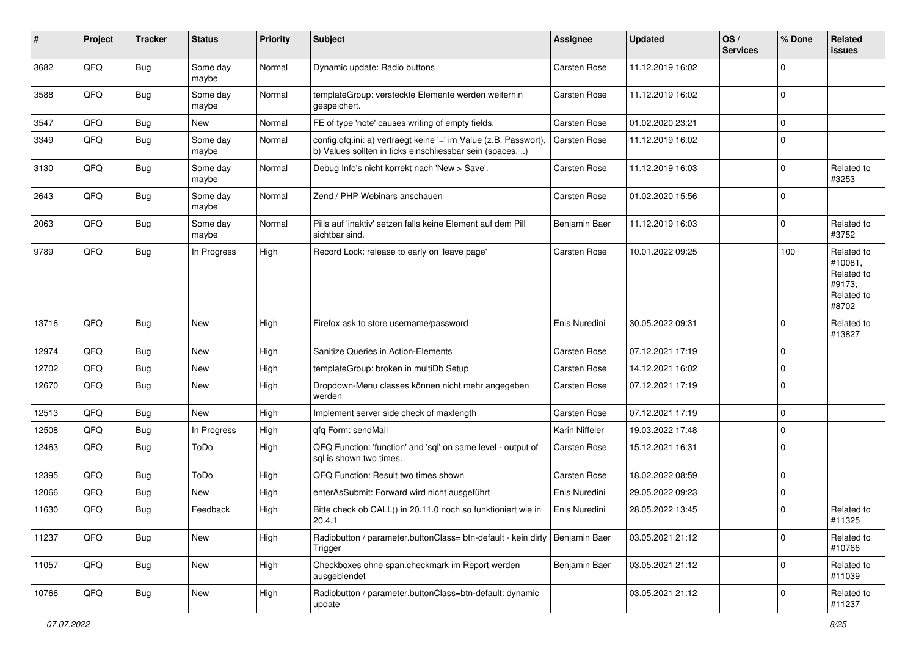| # | Project | Tracker | Status | Priority | Subject | Assignee | Updated | OS / Services | % Done | Related issues |
|---|---|---|---|---|---|---|---|---|---|---|
| 3682 | QFQ | Bug | Some day maybe | Normal | Dynamic update: Radio buttons | Carsten Rose | 11.12.2019 16:02 | | 0 | |
| 3588 | QFQ | Bug | Some day maybe | Normal | templateGroup: versteckte Elemente werden weiterhin gespeichert. | Carsten Rose | 11.12.2019 16:02 | | 0 | |
| 3547 | QFQ | Bug | New | Normal | FE of type 'note' causes writing of empty fields. | Carsten Rose | 01.02.2020 23:21 | | 0 | |
| 3349 | QFQ | Bug | Some day maybe | Normal | config.qfq.ini: a) vertraegt keine '=' im Value (z.B. Passwort), b) Values sollten in ticks einschliessbar sein (spaces, ..) | Carsten Rose | 11.12.2019 16:02 | | 0 | |
| 3130 | QFQ | Bug | Some day maybe | Normal | Debug Info's nicht korrekt nach 'New > Save'. | Carsten Rose | 11.12.2019 16:03 | | 0 | Related to #3253 |
| 2643 | QFQ | Bug | Some day maybe | Normal | Zend / PHP Webinars anschauen | Carsten Rose | 01.02.2020 15:56 | | 0 | |
| 2063 | QFQ | Bug | Some day maybe | Normal | Pills auf 'inaktiv' setzen falls keine Element auf dem Pill sichtbar sind. | Benjamin Baer | 11.12.2019 16:03 | | 0 | Related to #3752 |
| 9789 | QFQ | Bug | In Progress | High | Record Lock: release to early on 'leave page' | Carsten Rose | 10.01.2022 09:25 | | 100 | Related to #10081, Related to #9173, Related to #8702 |
| 13716 | QFQ | Bug | New | High | Firefox ask to store username/password | Enis Nuredini | 30.05.2022 09:31 | | 0 | Related to #13827 |
| 12974 | QFQ | Bug | New | High | Sanitize Queries in Action-Elements | Carsten Rose | 07.12.2021 17:19 | | 0 | |
| 12702 | QFQ | Bug | New | High | templateGroup: broken in multiDb Setup | Carsten Rose | 14.12.2021 16:02 | | 0 | |
| 12670 | QFQ | Bug | New | High | Dropdown-Menu classes können nicht mehr angegeben werden | Carsten Rose | 07.12.2021 17:19 | | 0 | |
| 12513 | QFQ | Bug | New | High | Implement server side check of maxlength | Carsten Rose | 07.12.2021 17:19 | | 0 | |
| 12508 | QFQ | Bug | In Progress | High | qfq Form: sendMail | Karin Niffeler | 19.03.2022 17:48 | | 0 | |
| 12463 | QFQ | Bug | ToDo | High | QFQ Function: 'function' and 'sql' on same level - output of sql is shown two times. | Carsten Rose | 15.12.2021 16:31 | | 0 | |
| 12395 | QFQ | Bug | ToDo | High | QFQ Function: Result two times shown | Carsten Rose | 18.02.2022 08:59 | | 0 | |
| 12066 | QFQ | Bug | New | High | enterAsSubmit: Forward wird nicht ausgeführt | Enis Nuredini | 29.05.2022 09:23 | | 0 | |
| 11630 | QFQ | Bug | Feedback | High | Bitte check ob CALL() in 20.11.0 noch so funktioniert wie in 20.4.1 | Enis Nuredini | 28.05.2022 13:45 | | 0 | Related to #11325 |
| 11237 | QFQ | Bug | New | High | Radiobutton / parameter.buttonClass= btn-default - kein dirty Trigger | Benjamin Baer | 03.05.2021 21:12 | | 0 | Related to #10766 |
| 11057 | QFQ | Bug | New | High | Checkboxes ohne span.checkmark im Report werden ausgeblendet | Benjamin Baer | 03.05.2021 21:12 | | 0 | Related to #11039 |
| 10766 | QFQ | Bug | New | High | Radiobutton / parameter.buttonClass=btn-default: dynamic update | | 03.05.2021 21:12 | | 0 | Related to #11237 |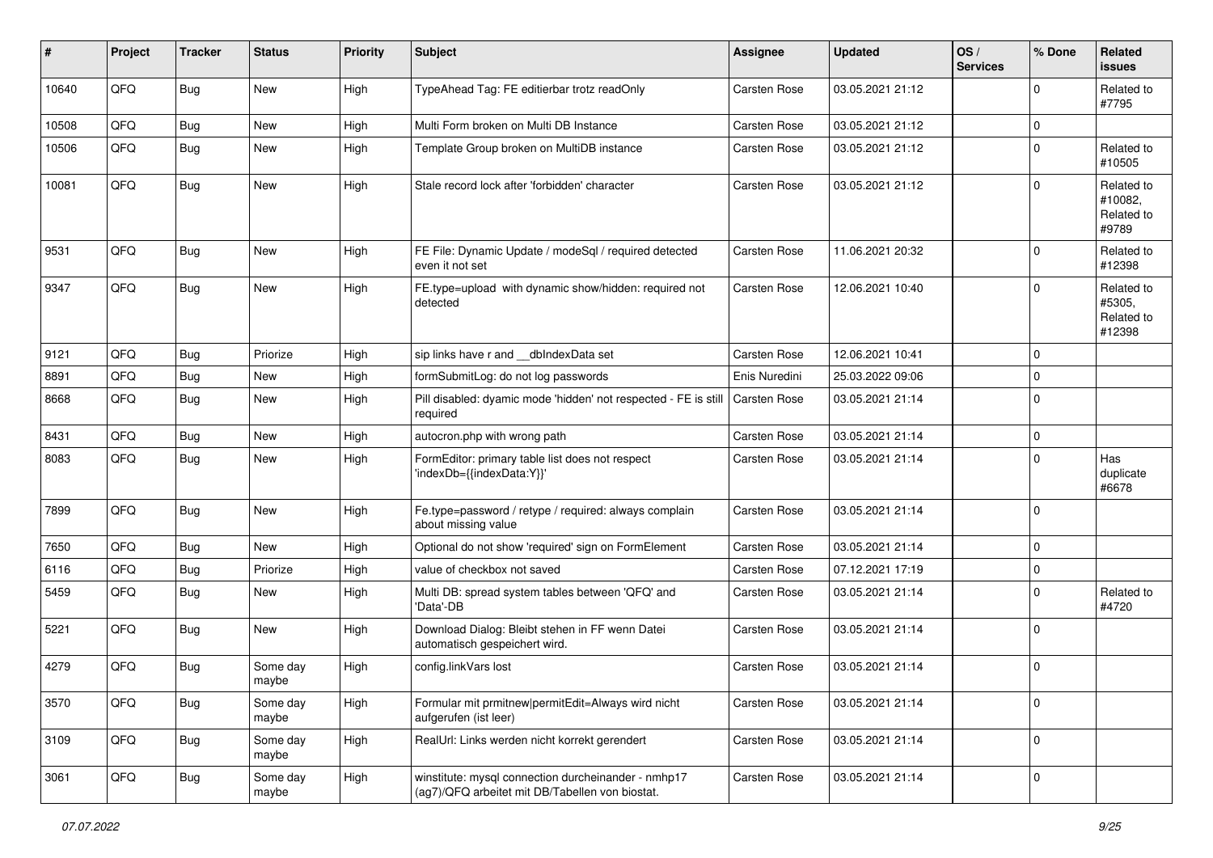| # | Project | Tracker | Status | Priority | Subject | Assignee | Updated | OS / Services | % Done | Related issues |
|---|---|---|---|---|---|---|---|---|---|---|
| 10640 | QFQ | Bug | New | High | TypeAhead Tag: FE editierbar trotz readOnly | Carsten Rose | 03.05.2021 21:12 | | 0 | Related to #7795 |
| 10508 | QFQ | Bug | New | High | Multi Form broken on Multi DB Instance | Carsten Rose | 03.05.2021 21:12 | | 0 | |
| 10506 | QFQ | Bug | New | High | Template Group broken on MultiDB instance | Carsten Rose | 03.05.2021 21:12 | | 0 | Related to #10505 |
| 10081 | QFQ | Bug | New | High | Stale record lock after 'forbidden' character | Carsten Rose | 03.05.2021 21:12 | | 0 | Related to #10082, Related to #9789 |
| 9531 | QFQ | Bug | New | High | FE File: Dynamic Update / modeSql / required detected even it not set | Carsten Rose | 11.06.2021 20:32 | | 0 | Related to #12398 |
| 9347 | QFQ | Bug | New | High | FE.type=upload with dynamic show/hidden: required not detected | Carsten Rose | 12.06.2021 10:40 | | 0 | Related to #5305, Related to #12398 |
| 9121 | QFQ | Bug | Priorize | High | sip links have r and __dbIndexData set | Carsten Rose | 12.06.2021 10:41 | | 0 | |
| 8891 | QFQ | Bug | New | High | formSubmitLog: do not log passwords | Enis Nuredini | 25.03.2022 09:06 | | 0 | |
| 8668 | QFQ | Bug | New | High | Pill disabled: dyamic mode 'hidden' not respected - FE is still required | Carsten Rose | 03.05.2021 21:14 | | 0 | |
| 8431 | QFQ | Bug | New | High | autocron.php with wrong path | Carsten Rose | 03.05.2021 21:14 | | 0 | |
| 8083 | QFQ | Bug | New | High | FormEditor: primary table list does not respect 'indexDb={{indexData:Y}}' | Carsten Rose | 03.05.2021 21:14 | | 0 | Has duplicate #6678 |
| 7899 | QFQ | Bug | New | High | Fe.type=password / retype / required: always complain about missing value | Carsten Rose | 03.05.2021 21:14 | | 0 | |
| 7650 | QFQ | Bug | New | High | Optional do not show 'required' sign on FormElement | Carsten Rose | 03.05.2021 21:14 | | 0 | |
| 6116 | QFQ | Bug | Priorize | High | value of checkbox not saved | Carsten Rose | 07.12.2021 17:19 | | 0 | |
| 5459 | QFQ | Bug | New | High | Multi DB: spread system tables between 'QFQ' and 'Data'-DB | Carsten Rose | 03.05.2021 21:14 | | 0 | Related to #4720 |
| 5221 | QFQ | Bug | New | High | Download Dialog: Bleibt stehen in FF wenn Datei automatisch gespeichert wird. | Carsten Rose | 03.05.2021 21:14 | | 0 | |
| 4279 | QFQ | Bug | Some day maybe | High | config.linkVars lost | Carsten Rose | 03.05.2021 21:14 | | 0 | |
| 3570 | QFQ | Bug | Some day maybe | High | Formular mit prmitnew\|permitEdit=Always wird nicht aufgerufen (ist leer) | Carsten Rose | 03.05.2021 21:14 | | 0 | |
| 3109 | QFQ | Bug | Some day maybe | High | RealUrl: Links werden nicht korrekt gerendert | Carsten Rose | 03.05.2021 21:14 | | 0 | |
| 3061 | QFQ | Bug | Some day maybe | High | winstitute: mysql connection durcheinander - nmhp17 (ag7)/QFQ arbeitet mit DB/Tabellen von biostat. | Carsten Rose | 03.05.2021 21:14 | | 0 | |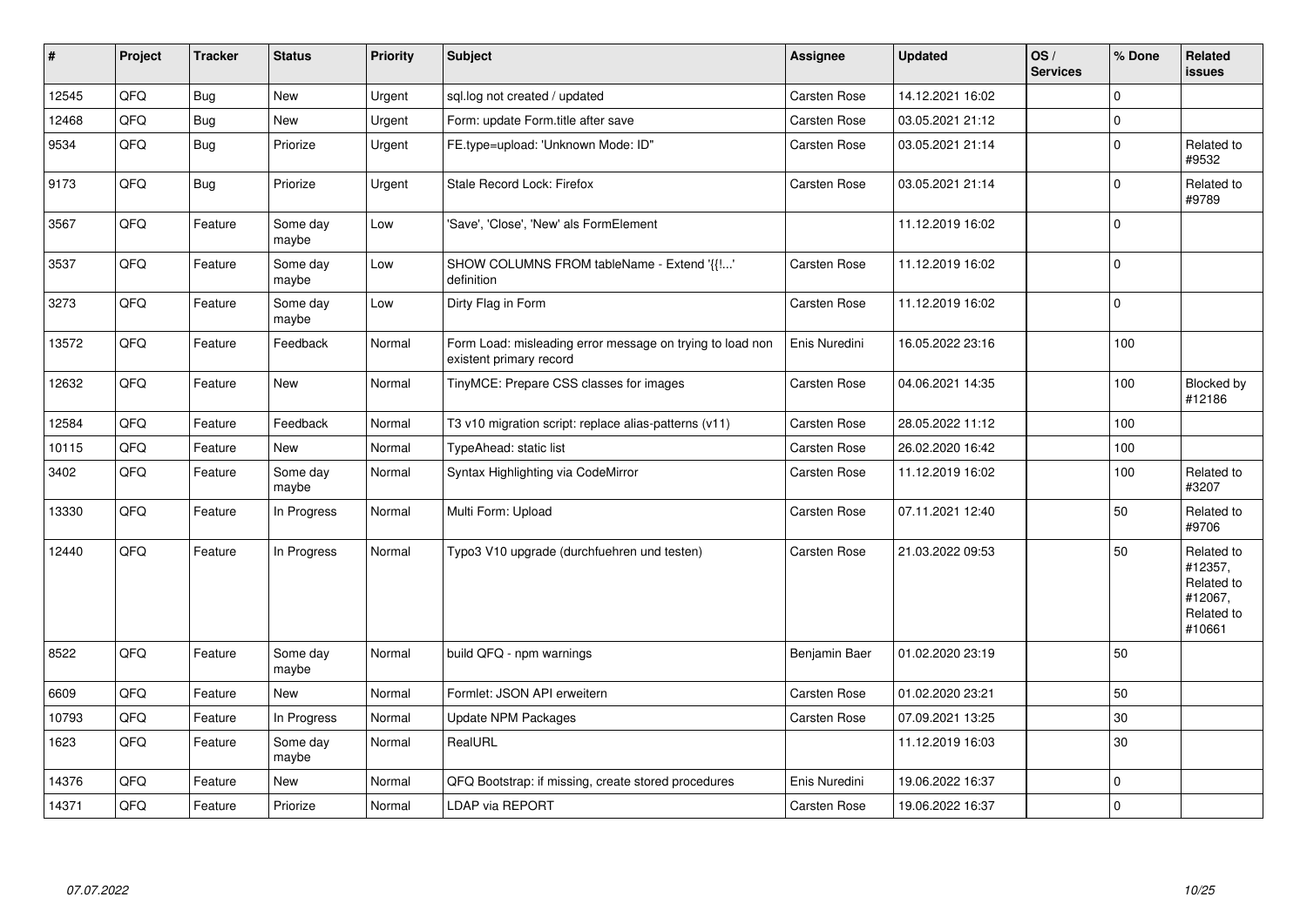| # | Project | Tracker | Status | Priority | Subject | Assignee | Updated | OS / Services | % Done | Related issues |
|---|---|---|---|---|---|---|---|---|---|---|
| 12545 | QFQ | Bug | New | Urgent | sql.log not created / updated | Carsten Rose | 14.12.2021 16:02 | | 0 | |
| 12468 | QFQ | Bug | New | Urgent | Form: update Form.title after save | Carsten Rose | 03.05.2021 21:12 | | 0 | |
| 9534 | QFQ | Bug | Priorize | Urgent | FE.type=upload: 'Unknown Mode: ID" | Carsten Rose | 03.05.2021 21:14 | | 0 | Related to #9532 |
| 9173 | QFQ | Bug | Priorize | Urgent | Stale Record Lock: Firefox | Carsten Rose | 03.05.2021 21:14 | | 0 | Related to #9789 |
| 3567 | QFQ | Feature | Some day maybe | Low | 'Save', 'Close', 'New' als FormElement | | 11.12.2019 16:02 | | 0 | |
| 3537 | QFQ | Feature | Some day maybe | Low | SHOW COLUMNS FROM tableName - Extend '{{!...' definition | Carsten Rose | 11.12.2019 16:02 | | 0 | |
| 3273 | QFQ | Feature | Some day maybe | Low | Dirty Flag in Form | Carsten Rose | 11.12.2019 16:02 | | 0 | |
| 13572 | QFQ | Feature | Feedback | Normal | Form Load: misleading error message on trying to load non existent primary record | Enis Nuredini | 16.05.2022 23:16 | | 100 | |
| 12632 | QFQ | Feature | New | Normal | TinyMCE: Prepare CSS classes for images | Carsten Rose | 04.06.2021 14:35 | | 100 | Blocked by #12186 |
| 12584 | QFQ | Feature | Feedback | Normal | T3 v10 migration script: replace alias-patterns (v11) | Carsten Rose | 28.05.2022 11:12 | | 100 | |
| 10115 | QFQ | Feature | New | Normal | TypeAhead: static list | Carsten Rose | 26.02.2020 16:42 | | 100 | |
| 3402 | QFQ | Feature | Some day maybe | Normal | Syntax Highlighting via CodeMirror | Carsten Rose | 11.12.2019 16:02 | | 100 | Related to #3207 |
| 13330 | QFQ | Feature | In Progress | Normal | Multi Form: Upload | Carsten Rose | 07.11.2021 12:40 | | 50 | Related to #9706 |
| 12440 | QFQ | Feature | In Progress | Normal | Typo3 V10 upgrade (durchfuehren und testen) | Carsten Rose | 21.03.2022 09:53 | | 50 | Related to #12357, Related to #12067, Related to #10661 |
| 8522 | QFQ | Feature | Some day maybe | Normal | build QFQ - npm warnings | Benjamin Baer | 01.02.2020 23:19 | | 50 | |
| 6609 | QFQ | Feature | New | Normal | Formlet: JSON API erweitern | Carsten Rose | 01.02.2020 23:21 | | 50 | |
| 10793 | QFQ | Feature | In Progress | Normal | Update NPM Packages | Carsten Rose | 07.09.2021 13:25 | | 30 | |
| 1623 | QFQ | Feature | Some day maybe | Normal | RealURL | | 11.12.2019 16:03 | | 30 | |
| 14376 | QFQ | Feature | New | Normal | QFQ Bootstrap: if missing, create stored procedures | Enis Nuredini | 19.06.2022 16:37 | | 0 | |
| 14371 | QFQ | Feature | Priorize | Normal | LDAP via REPORT | Carsten Rose | 19.06.2022 16:37 | | 0 | |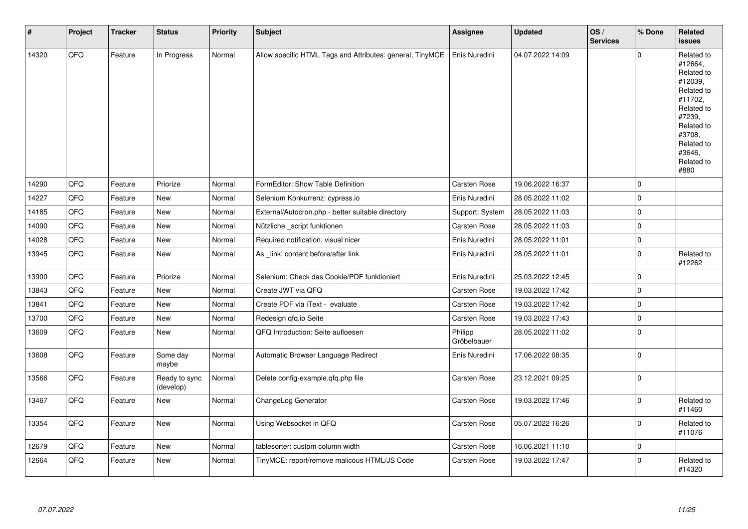| # | Project | Tracker | Status | Priority | Subject | Assignee | Updated | OS / Services | % Done | Related issues |
|---|---|---|---|---|---|---|---|---|---|---|
| 14320 | QFQ | Feature | In Progress | Normal | Allow specific HTML Tags and Attributes: general, TinyMCE | Enis Nuredini | 04.07.2022 14:09 | | 0 | Related to #12664, Related to #12039, Related to #11702, Related to #7239, Related to #3708, Related to #3646, Related to #880 |
| 14290 | QFQ | Feature | Priorize | Normal | FormEditor: Show Table Definition | Carsten Rose | 19.06.2022 16:37 | | 0 | |
| 14227 | QFQ | Feature | New | Normal | Selenium Konkurrenz: cypress.io | Enis Nuredini | 28.05.2022 11:02 | | 0 | |
| 14185 | QFQ | Feature | New | Normal | External/Autocron.php - better suitable directory | Support: System | 28.05.2022 11:03 | | 0 | |
| 14090 | QFQ | Feature | New | Normal | Nützliche _script funktionen | Carsten Rose | 28.05.2022 11:03 | | 0 | |
| 14028 | QFQ | Feature | New | Normal | Required notification: visual nicer | Enis Nuredini | 28.05.2022 11:01 | | 0 | |
| 13945 | QFQ | Feature | New | Normal | As _link: content before/after link | Enis Nuredini | 28.05.2022 11:01 | | 0 | Related to #12262 |
| 13900 | QFQ | Feature | Priorize | Normal | Selenium: Check das Cookie/PDF funktioniert | Enis Nuredini | 25.03.2022 12:45 | | 0 | |
| 13843 | QFQ | Feature | New | Normal | Create JWT via QFQ | Carsten Rose | 19.03.2022 17:42 | | 0 | |
| 13841 | QFQ | Feature | New | Normal | Create PDF via iText - evaluate | Carsten Rose | 19.03.2022 17:42 | | 0 | |
| 13700 | QFQ | Feature | New | Normal | Redesign qfq.io Seite | Carsten Rose | 19.03.2022 17:43 | | 0 | |
| 13609 | QFQ | Feature | New | Normal | QFQ Introduction: Seite aufloesen | Philipp Gröbelbauer | 28.05.2022 11:02 | | 0 | |
| 13608 | QFQ | Feature | Some day maybe | Normal | Automatic Browser Language Redirect | Enis Nuredini | 17.06.2022 08:35 | | 0 | |
| 13566 | QFQ | Feature | Ready to sync (develop) | Normal | Delete config-example.qfq.php file | Carsten Rose | 23.12.2021 09:25 | | 0 | |
| 13467 | QFQ | Feature | New | Normal | ChangeLog Generator | Carsten Rose | 19.03.2022 17:46 | | 0 | Related to #11460 |
| 13354 | QFQ | Feature | New | Normal | Using Websocket in QFQ | Carsten Rose | 05.07.2022 16:26 | | 0 | Related to #11076 |
| 12679 | QFQ | Feature | New | Normal | tablesorter: custom column width | Carsten Rose | 16.06.2021 11:10 | | 0 | |
| 12664 | QFQ | Feature | New | Normal | TinyMCE: report/remove malicous HTML/JS Code | Carsten Rose | 19.03.2022 17:47 | | 0 | Related to #14320 |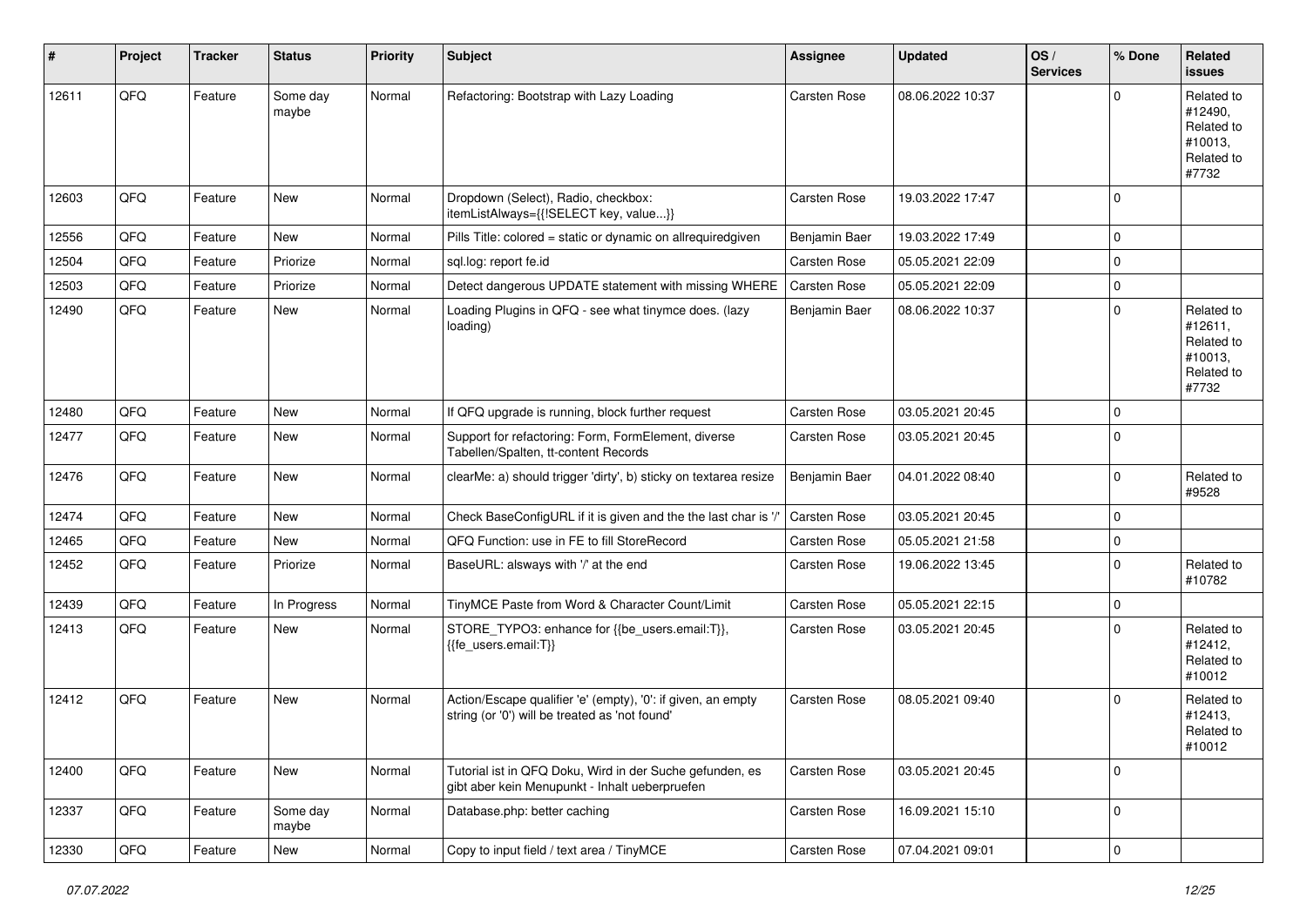| # | Project | Tracker | Status | Priority | Subject | Assignee | Updated | OS / Services | % Done | Related issues |
|---|---|---|---|---|---|---|---|---|---|---|
| 12611 | QFQ | Feature | Some day maybe | Normal | Refactoring: Bootstrap with Lazy Loading | Carsten Rose | 08.06.2022 10:37 | | 0 | Related to #12490, Related to #10013, Related to #7732 |
| 12603 | QFQ | Feature | New | Normal | Dropdown (Select), Radio, checkbox: itemListAlways={{!SELECT key, value...}} | Carsten Rose | 19.03.2022 17:47 | | 0 | |
| 12556 | QFQ | Feature | New | Normal | Pills Title: colored = static or dynamic on allrequiredgiven | Benjamin Baer | 19.03.2022 17:49 | | 0 | |
| 12504 | QFQ | Feature | Priorize | Normal | sql.log: report fe.id | Carsten Rose | 05.05.2021 22:09 | | 0 | |
| 12503 | QFQ | Feature | Priorize | Normal | Detect dangerous UPDATE statement with missing WHERE | Carsten Rose | 05.05.2021 22:09 | | 0 | |
| 12490 | QFQ | Feature | New | Normal | Loading Plugins in QFQ - see what tinymce does. (lazy loading) | Benjamin Baer | 08.06.2022 10:37 | | 0 | Related to #12611, Related to #10013, Related to #7732 |
| 12480 | QFQ | Feature | New | Normal | If QFQ upgrade is running, block further request | Carsten Rose | 03.05.2021 20:45 | | 0 | |
| 12477 | QFQ | Feature | New | Normal | Support for refactoring: Form, FormElement, diverse Tabellen/Spalten, tt-content Records | Carsten Rose | 03.05.2021 20:45 | | 0 | |
| 12476 | QFQ | Feature | New | Normal | clearMe: a) should trigger 'dirty', b) sticky on textarea resize | Benjamin Baer | 04.01.2022 08:40 | | 0 | Related to #9528 |
| 12474 | QFQ | Feature | New | Normal | Check BaseConfigURL if it is given and the the last char is '/' | Carsten Rose | 03.05.2021 20:45 | | 0 | |
| 12465 | QFQ | Feature | New | Normal | QFQ Function: use in FE to fill StoreRecord | Carsten Rose | 05.05.2021 21:58 | | 0 | |
| 12452 | QFQ | Feature | Priorize | Normal | BaseURL: alsways with '/' at the end | Carsten Rose | 19.06.2022 13:45 | | 0 | Related to #10782 |
| 12439 | QFQ | Feature | In Progress | Normal | TinyMCE Paste from Word & Character Count/Limit | Carsten Rose | 05.05.2021 22:15 | | 0 | |
| 12413 | QFQ | Feature | New | Normal | STORE_TYPO3: enhance for {{be_users.email:T}}, {{fe_users.email:T}} | Carsten Rose | 03.05.2021 20:45 | | 0 | Related to #12412, Related to #10012 |
| 12412 | QFQ | Feature | New | Normal | Action/Escape qualifier 'e' (empty), '0': if given, an empty string (or '0') will be treated as 'not found' | Carsten Rose | 08.05.2021 09:40 | | 0 | Related to #12413, Related to #10012 |
| 12400 | QFQ | Feature | New | Normal | Tutorial ist in QFQ Doku, Wird in der Suche gefunden, es gibt aber kein Menupunkt - Inhalt ueberpruefen | Carsten Rose | 03.05.2021 20:45 | | 0 | |
| 12337 | QFQ | Feature | Some day maybe | Normal | Database.php: better caching | Carsten Rose | 16.09.2021 15:10 | | 0 | |
| 12330 | QFQ | Feature | New | Normal | Copy to input field / text area / TinyMCE | Carsten Rose | 07.04.2021 09:01 | | 0 | |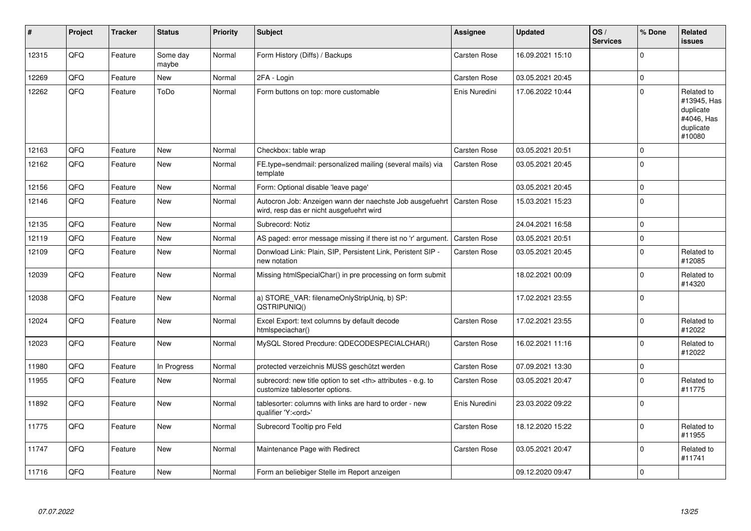| # | Project | Tracker | Status | Priority | Subject | Assignee | Updated | OS / Services | % Done | Related issues |
|---|---|---|---|---|---|---|---|---|---|---|
| 12315 | QFQ | Feature | Some day maybe | Normal | Form History (Diffs) / Backups | Carsten Rose | 16.09.2021 15:10 | | 0 | |
| 12269 | QFQ | Feature | New | Normal | 2FA - Login | Carsten Rose | 03.05.2021 20:45 | | 0 | |
| 12262 | QFQ | Feature | ToDo | Normal | Form buttons on top: more customable | Enis Nuredini | 17.06.2022 10:44 | | 0 | Related to #13945, Has duplicate #4046, Has duplicate #10080 |
| 12163 | QFQ | Feature | New | Normal | Checkbox: table wrap | Carsten Rose | 03.05.2021 20:51 | | 0 | |
| 12162 | QFQ | Feature | New | Normal | FE.type=sendmail: personalized mailing (several mails) via template | Carsten Rose | 03.05.2021 20:45 | | 0 | |
| 12156 | QFQ | Feature | New | Normal | Form: Optional disable 'leave page' | | 03.05.2021 20:45 | | 0 | |
| 12146 | QFQ | Feature | New | Normal | Autocron Job: Anzeigen wann der naechste Job ausgefuehrt wird, resp das er nicht ausgefuehrt wird | Carsten Rose | 15.03.2021 15:23 | | 0 | |
| 12135 | QFQ | Feature | New | Normal | Subrecord: Notiz | | 24.04.2021 16:58 | | 0 | |
| 12119 | QFQ | Feature | New | Normal | AS paged: error message missing if there ist no 'r' argument. | Carsten Rose | 03.05.2021 20:51 | | 0 | |
| 12109 | QFQ | Feature | New | Normal | Donwload Link: Plain, SIP, Persistent Link, Peristent SIP - new notation | Carsten Rose | 03.05.2021 20:45 | | 0 | Related to #12085 |
| 12039 | QFQ | Feature | New | Normal | Missing htmlSpecialChar() in pre processing on form submit | | 18.02.2021 00:09 | | 0 | Related to #14320 |
| 12038 | QFQ | Feature | New | Normal | a) STORE_VAR: filenameOnlyStripUniq, b) SP: QSTRIPUNIQ() | | 17.02.2021 23:55 | | 0 | |
| 12024 | QFQ | Feature | New | Normal | Excel Export: text columns by default decode htmlspeciachar() | Carsten Rose | 17.02.2021 23:55 | | 0 | Related to #12022 |
| 12023 | QFQ | Feature | New | Normal | MySQL Stored Precdure: QDECODESPECIALCHAR() | Carsten Rose | 16.02.2021 11:16 | | 0 | Related to #12022 |
| 11980 | QFQ | Feature | In Progress | Normal | protected verzeichnis MUSS geschützt werden | Carsten Rose | 07.09.2021 13:30 | | 0 | |
| 11955 | QFQ | Feature | New | Normal | subrecord: new title option to set <th> attributes - e.g. to customize tablesorter options. | Carsten Rose | 03.05.2021 20:47 | | 0 | Related to #11775 |
| 11892 | QFQ | Feature | New | Normal | tablesorter: columns with links are hard to order - new qualifier 'Y:<ord>' | Enis Nuredini | 23.03.2022 09:22 | | 0 | |
| 11775 | QFQ | Feature | New | Normal | Subrecord Tooltip pro Feld | Carsten Rose | 18.12.2020 15:22 | | 0 | Related to #11955 |
| 11747 | QFQ | Feature | New | Normal | Maintenance Page with Redirect | Carsten Rose | 03.05.2021 20:47 | | 0 | Related to #11741 |
| 11716 | QFQ | Feature | New | Normal | Form an beliebiger Stelle im Report anzeigen | | 09.12.2020 09:47 | | 0 | |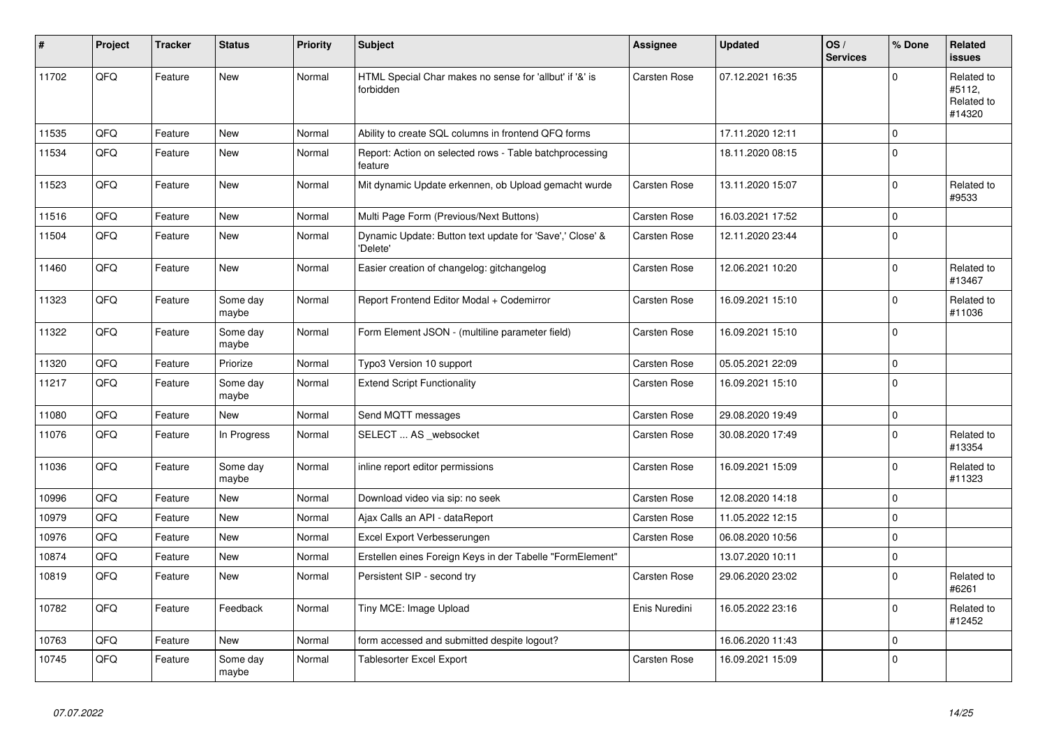| # | Project | Tracker | Status | Priority | Subject | Assignee | Updated | OS / Services | % Done | Related issues |
|---|---|---|---|---|---|---|---|---|---|---|
| 11702 | QFQ | Feature | New | Normal | HTML Special Char makes no sense for 'allbut' if '&' is forbidden | Carsten Rose | 07.12.2021 16:35 | | 0 | Related to #5112, Related to #14320 |
| 11535 | QFQ | Feature | New | Normal | Ability to create SQL columns in frontend QFQ forms | | 17.11.2020 12:11 | | 0 | |
| 11534 | QFQ | Feature | New | Normal | Report: Action on selected rows - Table batchprocessing feature | | 18.11.2020 08:15 | | 0 | |
| 11523 | QFQ | Feature | New | Normal | Mit dynamic Update erkennen, ob Upload gemacht wurde | Carsten Rose | 13.11.2020 15:07 | | 0 | Related to #9533 |
| 11516 | QFQ | Feature | New | Normal | Multi Page Form (Previous/Next Buttons) | Carsten Rose | 16.03.2021 17:52 | | 0 | |
| 11504 | QFQ | Feature | New | Normal | Dynamic Update: Button text update for 'Save',' Close' & 'Delete' | Carsten Rose | 12.11.2020 23:44 | | 0 | |
| 11460 | QFQ | Feature | New | Normal | Easier creation of changelog: gitchangelog | Carsten Rose | 12.06.2021 10:20 | | 0 | Related to #13467 |
| 11323 | QFQ | Feature | Some day maybe | Normal | Report Frontend Editor Modal + Codemirror | Carsten Rose | 16.09.2021 15:10 | | 0 | Related to #11036 |
| 11322 | QFQ | Feature | Some day maybe | Normal | Form Element JSON - (multiline parameter field) | Carsten Rose | 16.09.2021 15:10 | | 0 | |
| 11320 | QFQ | Feature | Priorize | Normal | Typo3 Version 10 support | Carsten Rose | 05.05.2021 22:09 | | 0 | |
| 11217 | QFQ | Feature | Some day maybe | Normal | Extend Script Functionality | Carsten Rose | 16.09.2021 15:10 | | 0 | |
| 11080 | QFQ | Feature | New | Normal | Send MQTT messages | Carsten Rose | 29.08.2020 19:49 | | 0 | |
| 11076 | QFQ | Feature | In Progress | Normal | SELECT ... AS _websocket | Carsten Rose | 30.08.2020 17:49 | | 0 | Related to #13354 |
| 11036 | QFQ | Feature | Some day maybe | Normal | inline report editor permissions | Carsten Rose | 16.09.2021 15:09 | | 0 | Related to #11323 |
| 10996 | QFQ | Feature | New | Normal | Download video via sip: no seek | Carsten Rose | 12.08.2020 14:18 | | 0 | |
| 10979 | QFQ | Feature | New | Normal | Ajax Calls an API - dataReport | Carsten Rose | 11.05.2022 12:15 | | 0 | |
| 10976 | QFQ | Feature | New | Normal | Excel Export Verbesserungen | Carsten Rose | 06.08.2020 10:56 | | 0 | |
| 10874 | QFQ | Feature | New | Normal | Erstellen eines Foreign Keys in der Tabelle "FormElement" | | 13.07.2020 10:11 | | 0 | |
| 10819 | QFQ | Feature | New | Normal | Persistent SIP - second try | Carsten Rose | 29.06.2020 23:02 | | 0 | Related to #6261 |
| 10782 | QFQ | Feature | Feedback | Normal | Tiny MCE: Image Upload | Enis Nuredini | 16.05.2022 23:16 | | 0 | Related to #12452 |
| 10763 | QFQ | Feature | New | Normal | form accessed and submitted despite logout? | | 16.06.2020 11:43 | | 0 | |
| 10745 | QFQ | Feature | Some day maybe | Normal | Tablesorter Excel Export | Carsten Rose | 16.09.2021 15:09 | | 0 | |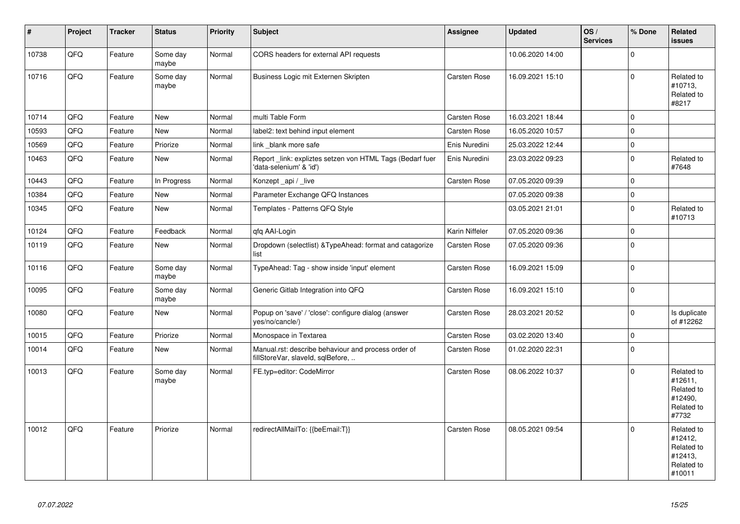| # | Project | Tracker | Status | Priority | Subject | Assignee | Updated | OS / Services | % Done | Related issues |
|---|---|---|---|---|---|---|---|---|---|---|
| 10738 | QFQ | Feature | Some day maybe | Normal | CORS headers for external API requests | | 10.06.2020 14:00 | | 0 | |
| 10716 | QFQ | Feature | Some day maybe | Normal | Business Logic mit Externen Skripten | Carsten Rose | 16.09.2021 15:10 | | 0 | Related to #10713, Related to #8217 |
| 10714 | QFQ | Feature | New | Normal | multi Table Form | Carsten Rose | 16.03.2021 18:44 | | 0 | |
| 10593 | QFQ | Feature | New | Normal | label2: text behind input element | Carsten Rose | 16.05.2020 10:57 | | 0 | |
| 10569 | QFQ | Feature | Priorize | Normal | link _blank more safe | Enis Nuredini | 25.03.2022 12:44 | | 0 | |
| 10463 | QFQ | Feature | New | Normal | Report _link: expliztes setzen von HTML Tags (Bedarf fuer 'data-selenium' & 'id') | Enis Nuredini | 23.03.2022 09:23 | | 0 | Related to #7648 |
| 10443 | QFQ | Feature | In Progress | Normal | Konzept _api / _live | Carsten Rose | 07.05.2020 09:39 | | 0 | |
| 10384 | QFQ | Feature | New | Normal | Parameter Exchange QFQ Instances | | 07.05.2020 09:38 | | 0 | |
| 10345 | QFQ | Feature | New | Normal | Templates - Patterns QFQ Style | | 03.05.2021 21:01 | | 0 | Related to #10713 |
| 10124 | QFQ | Feature | Feedback | Normal | qfq AAI-Login | Karin Niffeler | 07.05.2020 09:36 | | 0 | |
| 10119 | QFQ | Feature | New | Normal | Dropdown (selectlist) &TypeAhead: format and catagorize list | Carsten Rose | 07.05.2020 09:36 | | 0 | |
| 10116 | QFQ | Feature | Some day maybe | Normal | TypeAhead: Tag - show inside 'input' element | Carsten Rose | 16.09.2021 15:09 | | 0 | |
| 10095 | QFQ | Feature | Some day maybe | Normal | Generic Gitlab Integration into QFQ | Carsten Rose | 16.09.2021 15:10 | | 0 | |
| 10080 | QFQ | Feature | New | Normal | Popup on 'save' / 'close': configure dialog (answer yes/no/cancle/) | Carsten Rose | 28.03.2021 20:52 | | 0 | Is duplicate of #12262 |
| 10015 | QFQ | Feature | Priorize | Normal | Monospace in Textarea | Carsten Rose | 03.02.2020 13:40 | | 0 | |
| 10014 | QFQ | Feature | New | Normal | Manual.rst: describe behaviour and process order of fillStoreVar, slaveId, sqlBefore, .. | Carsten Rose | 01.02.2020 22:31 | | 0 | |
| 10013 | QFQ | Feature | Some day maybe | Normal | FE.typ=editor: CodeMirror | Carsten Rose | 08.06.2022 10:37 | | 0 | Related to #12611, Related to #12490, Related to #7732 |
| 10012 | QFQ | Feature | Priorize | Normal | redirectAllMailTo: {{beEmail:T}} | Carsten Rose | 08.05.2021 09:54 | | 0 | Related to #12412, Related to #12413, Related to #10011 |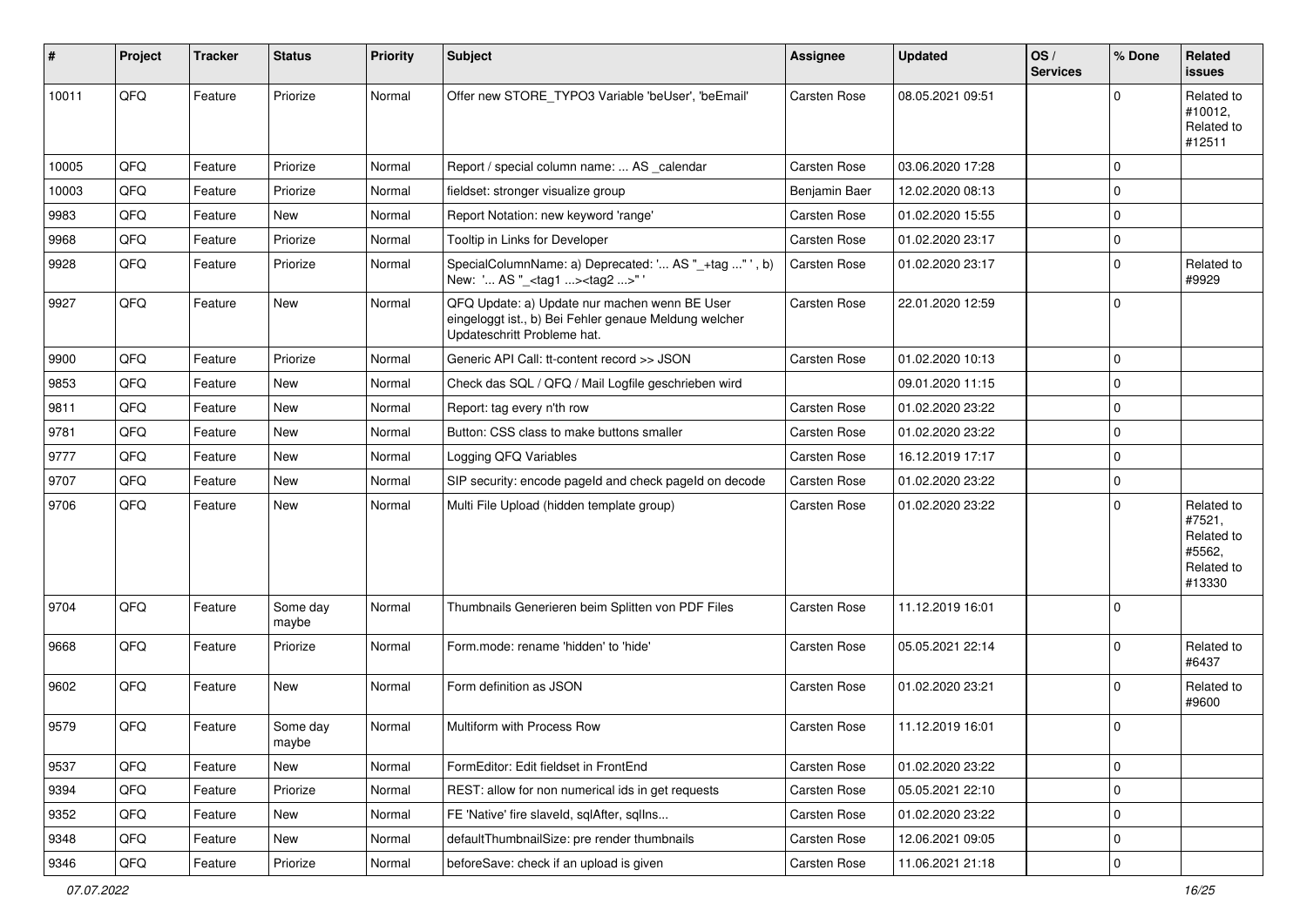| # | Project | Tracker | Status | Priority | Subject | Assignee | Updated | OS / Services | % Done | Related issues |
|---|---|---|---|---|---|---|---|---|---|---|
| 10011 | QFQ | Feature | Priorize | Normal | Offer new STORE_TYPO3 Variable 'beUser', 'beEmail' | Carsten Rose | 08.05.2021 09:51 | | 0 | Related to #10012, Related to #12511 |
| 10005 | QFQ | Feature | Priorize | Normal | Report / special column name: ... AS _calendar | Carsten Rose | 03.06.2020 17:28 | | 0 | |
| 10003 | QFQ | Feature | Priorize | Normal | fieldset: stronger visualize group | Benjamin Baer | 12.02.2020 08:13 | | 0 | |
| 9983 | QFQ | Feature | New | Normal | Report Notation: new keyword 'range' | Carsten Rose | 01.02.2020 15:55 | | 0 | |
| 9968 | QFQ | Feature | Priorize | Normal | Tooltip in Links for Developer | Carsten Rose | 01.02.2020 23:17 | | 0 | |
| 9928 | QFQ | Feature | Priorize | Normal | SpecialColumnName: a) Deprecated: '... AS "_+tag ..." ', b) New: '... AS "_<tag1 ...><tag2 ...>" ' | Carsten Rose | 01.02.2020 23:17 | | 0 | Related to #9929 |
| 9927 | QFQ | Feature | New | Normal | QFQ Update: a) Update nur machen wenn BE User eingeloggt ist., b) Bei Fehler genaue Meldung welcher Updateschritt Probleme hat. | Carsten Rose | 22.01.2020 12:59 | | 0 | |
| 9900 | QFQ | Feature | Priorize | Normal | Generic API Call: tt-content record >> JSON | Carsten Rose | 01.02.2020 10:13 | | 0 | |
| 9853 | QFQ | Feature | New | Normal | Check das SQL / QFQ / Mail Logfile geschrieben wird | | 09.01.2020 11:15 | | 0 | |
| 9811 | QFQ | Feature | New | Normal | Report: tag every n'th row | Carsten Rose | 01.02.2020 23:22 | | 0 | |
| 9781 | QFQ | Feature | New | Normal | Button: CSS class to make buttons smaller | Carsten Rose | 01.02.2020 23:22 | | 0 | |
| 9777 | QFQ | Feature | New | Normal | Logging QFQ Variables | Carsten Rose | 16.12.2019 17:17 | | 0 | |
| 9707 | QFQ | Feature | New | Normal | SIP security: encode pageId and check pageId on decode | Carsten Rose | 01.02.2020 23:22 | | 0 | |
| 9706 | QFQ | Feature | New | Normal | Multi File Upload (hidden template group) | Carsten Rose | 01.02.2020 23:22 | | 0 | Related to #7521, Related to #5562, Related to #13330 |
| 9704 | QFQ | Feature | Some day maybe | Normal | Thumbnails Generieren beim Splitten von PDF Files | Carsten Rose | 11.12.2019 16:01 | | 0 | |
| 9668 | QFQ | Feature | Priorize | Normal | Form.mode: rename 'hidden' to 'hide' | Carsten Rose | 05.05.2021 22:14 | | 0 | Related to #6437 |
| 9602 | QFQ | Feature | New | Normal | Form definition as JSON | Carsten Rose | 01.02.2020 23:21 | | 0 | Related to #9600 |
| 9579 | QFQ | Feature | Some day maybe | Normal | Multiform with Process Row | Carsten Rose | 11.12.2019 16:01 | | 0 | |
| 9537 | QFQ | Feature | New | Normal | FormEditor: Edit fieldset in FrontEnd | Carsten Rose | 01.02.2020 23:22 | | 0 | |
| 9394 | QFQ | Feature | Priorize | Normal | REST: allow for non numerical ids in get requests | Carsten Rose | 05.05.2021 22:10 | | 0 | |
| 9352 | QFQ | Feature | New | Normal | FE 'Native' fire slaveId, sqlAfter, sqlIns... | Carsten Rose | 01.02.2020 23:22 | | 0 | |
| 9348 | QFQ | Feature | New | Normal | defaultThumbnailSize: pre render thumbnails | Carsten Rose | 12.06.2021 09:05 | | 0 | |
| 9346 | QFQ | Feature | Priorize | Normal | beforeSave: check if an upload is given | Carsten Rose | 11.06.2021 21:18 | | 0 | |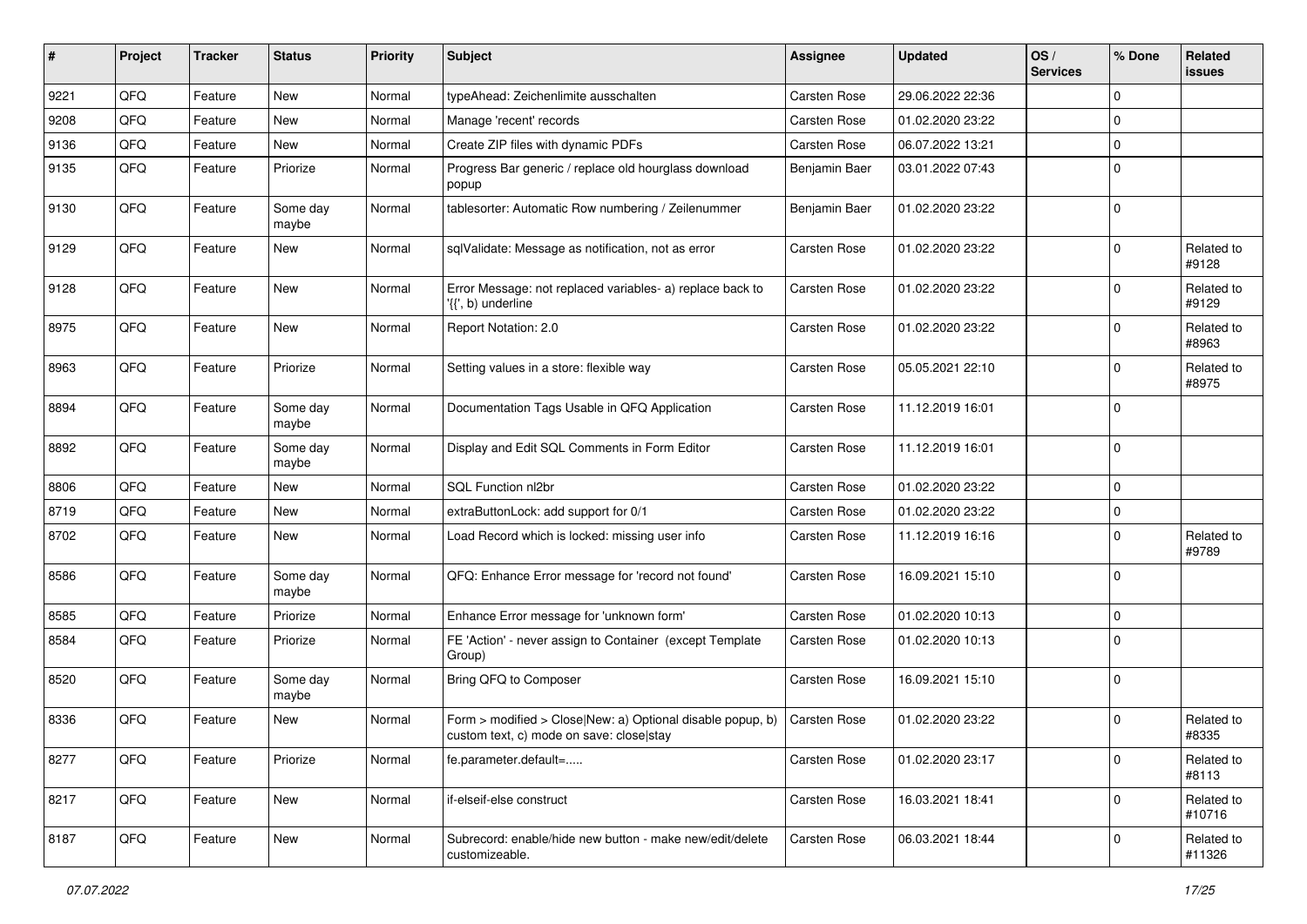| # | Project | Tracker | Status | Priority | Subject | Assignee | Updated | OS / Services | % Done | Related issues |
|---|---|---|---|---|---|---|---|---|---|---|
| 9221 | QFQ | Feature | New | Normal | typeAhead: Zeichenlimite ausschalten | Carsten Rose | 29.06.2022 22:36 | | 0 | |
| 9208 | QFQ | Feature | New | Normal | Manage 'recent' records | Carsten Rose | 01.02.2020 23:22 | | 0 | |
| 9136 | QFQ | Feature | New | Normal | Create ZIP files with dynamic PDFs | Carsten Rose | 06.07.2022 13:21 | | 0 | |
| 9135 | QFQ | Feature | Priorize | Normal | Progress Bar generic / replace old hourglass download popup | Benjamin Baer | 03.01.2022 07:43 | | 0 | |
| 9130 | QFQ | Feature | Some day maybe | Normal | tablesorter: Automatic Row numbering / Zeilenummer | Benjamin Baer | 01.02.2020 23:22 | | 0 | |
| 9129 | QFQ | Feature | New | Normal | sqlValidate: Message as notification, not as error | Carsten Rose | 01.02.2020 23:22 | | 0 | Related to #9128 |
| 9128 | QFQ | Feature | New | Normal | Error Message: not replaced variables- a) replace back to '{{', b) underline | Carsten Rose | 01.02.2020 23:22 | | 0 | Related to #9129 |
| 8975 | QFQ | Feature | New | Normal | Report Notation: 2.0 | Carsten Rose | 01.02.2020 23:22 | | 0 | Related to #8963 |
| 8963 | QFQ | Feature | Priorize | Normal | Setting values in a store: flexible way | Carsten Rose | 05.05.2021 22:10 | | 0 | Related to #8975 |
| 8894 | QFQ | Feature | Some day maybe | Normal | Documentation Tags Usable in QFQ Application | Carsten Rose | 11.12.2019 16:01 | | 0 | |
| 8892 | QFQ | Feature | Some day maybe | Normal | Display and Edit SQL Comments in Form Editor | Carsten Rose | 11.12.2019 16:01 | | 0 | |
| 8806 | QFQ | Feature | New | Normal | SQL Function nl2br | Carsten Rose | 01.02.2020 23:22 | | 0 | |
| 8719 | QFQ | Feature | New | Normal | extraButtonLock: add support for 0/1 | Carsten Rose | 01.02.2020 23:22 | | 0 | |
| 8702 | QFQ | Feature | New | Normal | Load Record which is locked: missing user info | Carsten Rose | 11.12.2019 16:16 | | 0 | Related to #9789 |
| 8586 | QFQ | Feature | Some day maybe | Normal | QFQ: Enhance Error message for 'record not found' | Carsten Rose | 16.09.2021 15:10 | | 0 | |
| 8585 | QFQ | Feature | Priorize | Normal | Enhance Error message for 'unknown form' | Carsten Rose | 01.02.2020 10:13 | | 0 | |
| 8584 | QFQ | Feature | Priorize | Normal | FE 'Action' - never assign to Container (except Template Group) | Carsten Rose | 01.02.2020 10:13 | | 0 | |
| 8520 | QFQ | Feature | Some day maybe | Normal | Bring QFQ to Composer | Carsten Rose | 16.09.2021 15:10 | | 0 | |
| 8336 | QFQ | Feature | New | Normal | Form > modified > Close\|New: a) Optional disable popup, b) custom text, c) mode on save: close\|stay | Carsten Rose | 01.02.2020 23:22 | | 0 | Related to #8335 |
| 8277 | QFQ | Feature | Priorize | Normal | fe.parameter.default=..... | Carsten Rose | 01.02.2020 23:17 | | 0 | Related to #8113 |
| 8217 | QFQ | Feature | New | Normal | if-elseif-else construct | Carsten Rose | 16.03.2021 18:41 | | 0 | Related to #10716 |
| 8187 | QFQ | Feature | New | Normal | Subrecord: enable/hide new button - make new/edit/delete customizeable. | Carsten Rose | 06.03.2021 18:44 | | 0 | Related to #11326 |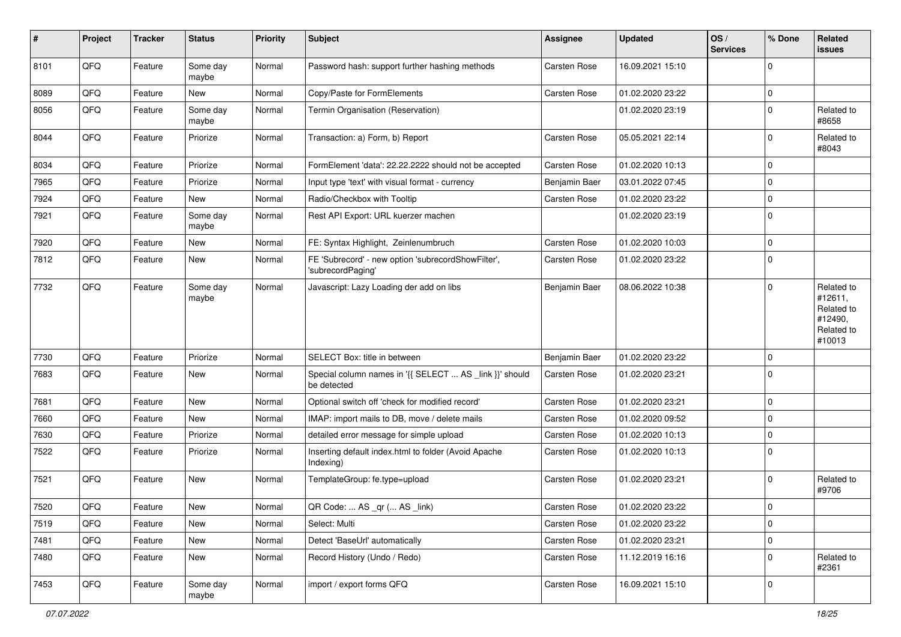| # | Project | Tracker | Status | Priority | Subject | Assignee | Updated | OS / Services | % Done | Related issues |
|---|---|---|---|---|---|---|---|---|---|---|
| 8101 | QFQ | Feature | Some day maybe | Normal | Password hash: support further hashing methods | Carsten Rose | 16.09.2021 15:10 | | 0 | |
| 8089 | QFQ | Feature | New | Normal | Copy/Paste for FormElements | Carsten Rose | 01.02.2020 23:22 | | 0 | |
| 8056 | QFQ | Feature | Some day maybe | Normal | Termin Organisation (Reservation) | | 01.02.2020 23:19 | | 0 | Related to #8658 |
| 8044 | QFQ | Feature | Priorize | Normal | Transaction: a) Form, b) Report | Carsten Rose | 05.05.2021 22:14 | | 0 | Related to #8043 |
| 8034 | QFQ | Feature | Priorize | Normal | FormElement 'data': 22.22.2222 should not be accepted | Carsten Rose | 01.02.2020 10:13 | | 0 | |
| 7965 | QFQ | Feature | Priorize | Normal | Input type 'text' with visual format - currency | Benjamin Baer | 03.01.2022 07:45 | | 0 | |
| 7924 | QFQ | Feature | New | Normal | Radio/Checkbox with Tooltip | Carsten Rose | 01.02.2020 23:22 | | 0 | |
| 7921 | QFQ | Feature | Some day maybe | Normal | Rest API Export: URL kuerzer machen | | 01.02.2020 23:19 | | 0 | |
| 7920 | QFQ | Feature | New | Normal | FE: Syntax Highlight, Zeinlenumbruch | Carsten Rose | 01.02.2020 10:03 | | 0 | |
| 7812 | QFQ | Feature | New | Normal | FE 'Subrecord' - new option 'subrecordShowFilter', 'subrecordPaging' | Carsten Rose | 01.02.2020 23:22 | | 0 | |
| 7732 | QFQ | Feature | Some day maybe | Normal | Javascript: Lazy Loading der add on libs | Benjamin Baer | 08.06.2022 10:38 | | 0 | Related to #12611, Related to #12490, Related to #10013 |
| 7730 | QFQ | Feature | Priorize | Normal | SELECT Box: title in between | Benjamin Baer | 01.02.2020 23:22 | | 0 | |
| 7683 | QFQ | Feature | New | Normal | Special column names in '{{ SELECT ... AS _link }}' should be detected | Carsten Rose | 01.02.2020 23:21 | | 0 | |
| 7681 | QFQ | Feature | New | Normal | Optional switch off 'check for modified record' | Carsten Rose | 01.02.2020 23:21 | | 0 | |
| 7660 | QFQ | Feature | New | Normal | IMAP: import mails to DB, move / delete mails | Carsten Rose | 01.02.2020 09:52 | | 0 | |
| 7630 | QFQ | Feature | Priorize | Normal | detailed error message for simple upload | Carsten Rose | 01.02.2020 10:13 | | 0 | |
| 7522 | QFQ | Feature | Priorize | Normal | Inserting default index.html to folder (Avoid Apache Indexing) | Carsten Rose | 01.02.2020 10:13 | | 0 | |
| 7521 | QFQ | Feature | New | Normal | TemplateGroup: fe.type=upload | Carsten Rose | 01.02.2020 23:21 | | 0 | Related to #9706 |
| 7520 | QFQ | Feature | New | Normal | QR Code: ... AS _qr ( ... AS _link) | Carsten Rose | 01.02.2020 23:22 | | 0 | |
| 7519 | QFQ | Feature | New | Normal | Select: Multi | Carsten Rose | 01.02.2020 23:22 | | 0 | |
| 7481 | QFQ | Feature | New | Normal | Detect 'BaseUrl' automatically | Carsten Rose | 01.02.2020 23:21 | | 0 | |
| 7480 | QFQ | Feature | New | Normal | Record History (Undo / Redo) | Carsten Rose | 11.12.2019 16:16 | | 0 | Related to #2361 |
| 7453 | QFQ | Feature | Some day maybe | Normal | import / export forms QFQ | Carsten Rose | 16.09.2021 15:10 | | 0 | |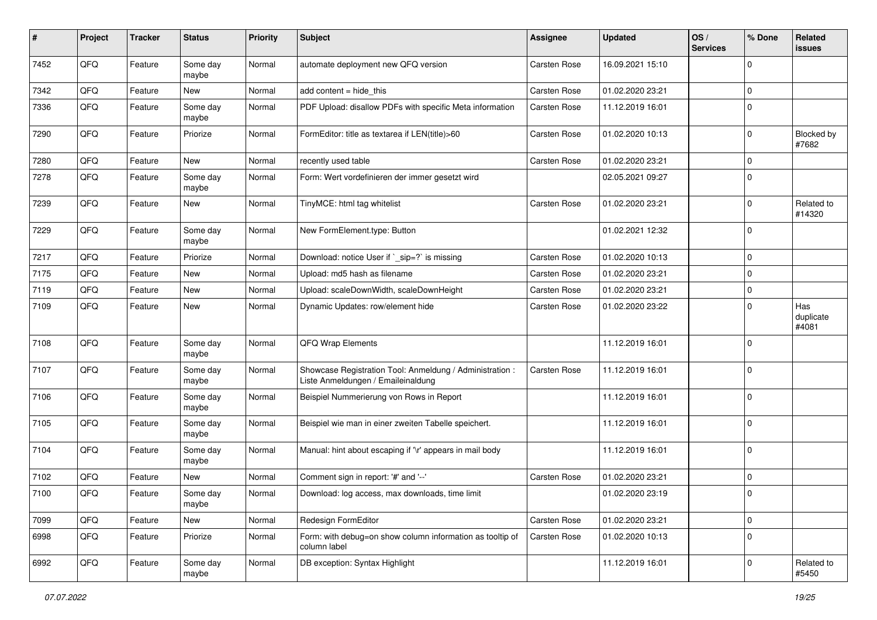| # | Project | Tracker | Status | Priority | Subject | Assignee | Updated | OS / Services | % Done | Related issues |
|---|---|---|---|---|---|---|---|---|---|---|
| 7452 | QFQ | Feature | Some day maybe | Normal | automate deployment new QFQ version | Carsten Rose | 16.09.2021 15:10 | | 0 | |
| 7342 | QFQ | Feature | New | Normal | add content = hide_this | Carsten Rose | 01.02.2020 23:21 | | 0 | |
| 7336 | QFQ | Feature | Some day maybe | Normal | PDF Upload: disallow PDFs with specific Meta information | Carsten Rose | 11.12.2019 16:01 | | 0 | |
| 7290 | QFQ | Feature | Priorize | Normal | FormEditor: title as textarea if LEN(title)>60 | Carsten Rose | 01.02.2020 10:13 | | 0 | Blocked by #7682 |
| 7280 | QFQ | Feature | New | Normal | recently used table | Carsten Rose | 01.02.2020 23:21 | | 0 | |
| 7278 | QFQ | Feature | Some day maybe | Normal | Form: Wert vordefinieren der immer gesetzt wird | | 02.05.2021 09:27 | | 0 | |
| 7239 | QFQ | Feature | New | Normal | TinyMCE: html tag whitelist | Carsten Rose | 01.02.2020 23:21 | | 0 | Related to #14320 |
| 7229 | QFQ | Feature | Some day maybe | Normal | New FormElement.type: Button | | 01.02.2021 12:32 | | 0 | |
| 7217 | QFQ | Feature | Priorize | Normal | Download: notice User if `_sip=?` is missing | Carsten Rose | 01.02.2020 10:13 | | 0 | |
| 7175 | QFQ | Feature | New | Normal | Upload: md5 hash as filename | Carsten Rose | 01.02.2020 23:21 | | 0 | |
| 7119 | QFQ | Feature | New | Normal | Upload: scaleDownWidth, scaleDownHeight | Carsten Rose | 01.02.2020 23:21 | | 0 | |
| 7109 | QFQ | Feature | New | Normal | Dynamic Updates: row/element hide | Carsten Rose | 01.02.2020 23:22 | | 0 | Has duplicate #4081 |
| 7108 | QFQ | Feature | Some day maybe | Normal | QFQ Wrap Elements | | 11.12.2019 16:01 | | 0 | |
| 7107 | QFQ | Feature | Some day maybe | Normal | Showcase Registration Tool: Anmeldung / Administration : Liste Anmeldungen / Emaileinaldung | Carsten Rose | 11.12.2019 16:01 | | 0 | |
| 7106 | QFQ | Feature | Some day maybe | Normal | Beispiel Nummerierung von Rows in Report | | 11.12.2019 16:01 | | 0 | |
| 7105 | QFQ | Feature | Some day maybe | Normal | Beispiel wie man in einer zweiten Tabelle speichert. | | 11.12.2019 16:01 | | 0 | |
| 7104 | QFQ | Feature | Some day maybe | Normal | Manual: hint about escaping if '\r' appears in mail body | | 11.12.2019 16:01 | | 0 | |
| 7102 | QFQ | Feature | New | Normal | Comment sign in report: '#' and '--' | Carsten Rose | 01.02.2020 23:21 | | 0 | |
| 7100 | QFQ | Feature | Some day maybe | Normal | Download: log access, max downloads, time limit | | 01.02.2020 23:19 | | 0 | |
| 7099 | QFQ | Feature | New | Normal | Redesign FormEditor | Carsten Rose | 01.02.2020 23:21 | | 0 | |
| 6998 | QFQ | Feature | Priorize | Normal | Form: with debug=on show column information as tooltip of column label | Carsten Rose | 01.02.2020 10:13 | | 0 | |
| 6992 | QFQ | Feature | Some day maybe | Normal | DB exception: Syntax Highlight | | 11.12.2019 16:01 | | 0 | Related to #5450 |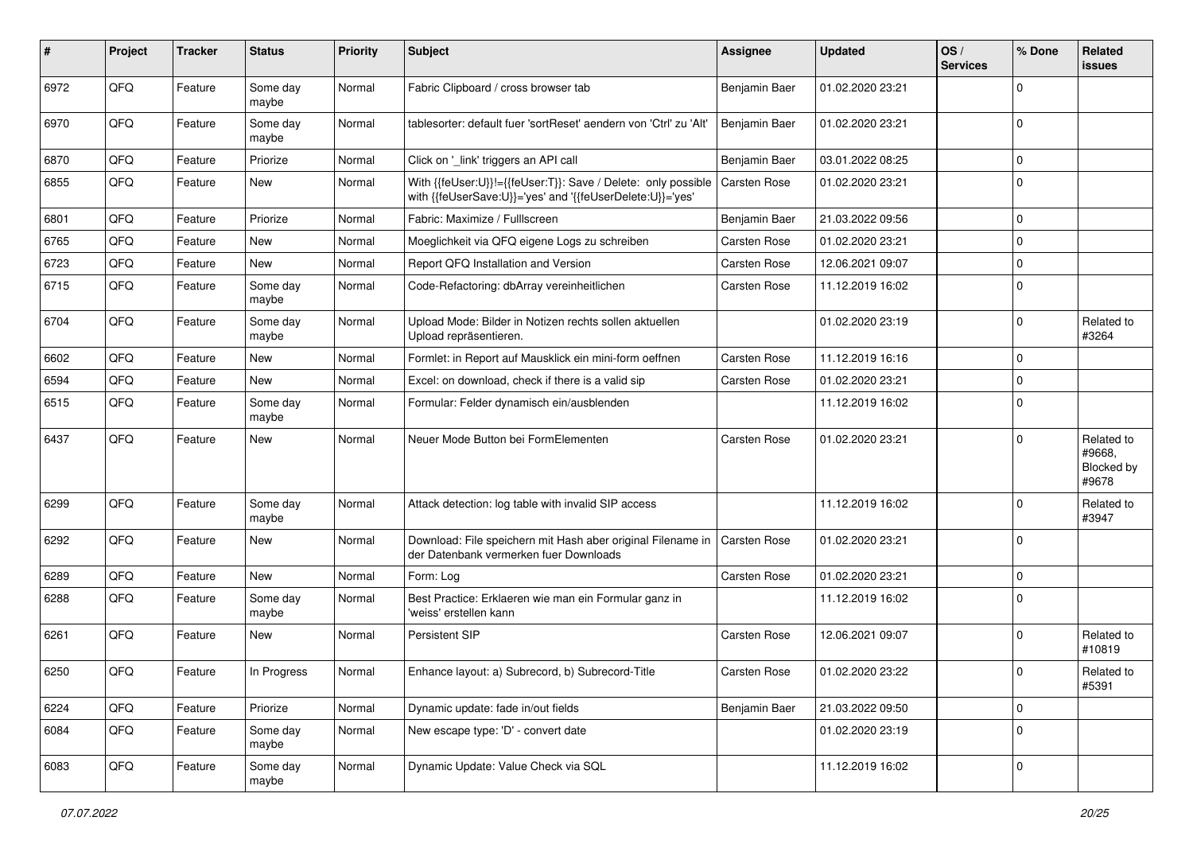| # | Project | Tracker | Status | Priority | Subject | Assignee | Updated | OS / Services | % Done | Related issues |
|---|---|---|---|---|---|---|---|---|---|---|
| 6972 | QFQ | Feature | Some day maybe | Normal | Fabric Clipboard / cross browser tab | Benjamin Baer | 01.02.2020 23:21 | | 0 | |
| 6970 | QFQ | Feature | Some day maybe | Normal | tablesorter: default fuer 'sortReset' aendern von 'Ctrl' zu 'Alt' | Benjamin Baer | 01.02.2020 23:21 | | 0 | |
| 6870 | QFQ | Feature | Priorize | Normal | Click on '_link' triggers an API call | Benjamin Baer | 03.01.2022 08:25 | | 0 | |
| 6855 | QFQ | Feature | New | Normal | With {{feUser:U}}!={{feUser:T}}: Save / Delete: only possible with {{feUserSave:U}}='yes' and '{{feUserDelete:U}}='yes' | Carsten Rose | 01.02.2020 23:21 | | 0 | |
| 6801 | QFQ | Feature | Priorize | Normal | Fabric: Maximize / Fulllscreen | Benjamin Baer | 21.03.2022 09:56 | | 0 | |
| 6765 | QFQ | Feature | New | Normal | Moeglichkeit via QFQ eigene Logs zu schreiben | Carsten Rose | 01.02.2020 23:21 | | 0 | |
| 6723 | QFQ | Feature | New | Normal | Report QFQ Installation and Version | Carsten Rose | 12.06.2021 09:07 | | 0 | |
| 6715 | QFQ | Feature | Some day maybe | Normal | Code-Refactoring: dbArray vereinheitlichen | Carsten Rose | 11.12.2019 16:02 | | 0 | |
| 6704 | QFQ | Feature | Some day maybe | Normal | Upload Mode: Bilder in Notizen rechts sollen aktuellen Upload repräsentieren. | | 01.02.2020 23:19 | | 0 | Related to #3264 |
| 6602 | QFQ | Feature | New | Normal | Formlet: in Report auf Mausklick ein mini-form oeffnen | Carsten Rose | 11.12.2019 16:16 | | 0 | |
| 6594 | QFQ | Feature | New | Normal | Excel: on download, check if there is a valid sip | Carsten Rose | 01.02.2020 23:21 | | 0 | |
| 6515 | QFQ | Feature | Some day maybe | Normal | Formular: Felder dynamisch ein/ausblenden | | 11.12.2019 16:02 | | 0 | |
| 6437 | QFQ | Feature | New | Normal | Neuer Mode Button bei FormElementen | Carsten Rose | 01.02.2020 23:21 | | 0 | Related to #9668, Blocked by #9678 |
| 6299 | QFQ | Feature | Some day maybe | Normal | Attack detection: log table with invalid SIP access | | 11.12.2019 16:02 | | 0 | Related to #3947 |
| 6292 | QFQ | Feature | New | Normal | Download: File speichern mit Hash aber original Filename in der Datenbank vermerken fuer Downloads | Carsten Rose | 01.02.2020 23:21 | | 0 | |
| 6289 | QFQ | Feature | New | Normal | Form: Log | Carsten Rose | 01.02.2020 23:21 | | 0 | |
| 6288 | QFQ | Feature | Some day maybe | Normal | Best Practice: Erklaeren wie man ein Formular ganz in 'weiss' erstellen kann | | 11.12.2019 16:02 | | 0 | |
| 6261 | QFQ | Feature | New | Normal | Persistent SIP | Carsten Rose | 12.06.2021 09:07 | | 0 | Related to #10819 |
| 6250 | QFQ | Feature | In Progress | Normal | Enhance layout: a) Subrecord, b) Subrecord-Title | Carsten Rose | 01.02.2020 23:22 | | 0 | Related to #5391 |
| 6224 | QFQ | Feature | Priorize | Normal | Dynamic update: fade in/out fields | Benjamin Baer | 21.03.2022 09:50 | | 0 | |
| 6084 | QFQ | Feature | Some day maybe | Normal | New escape type: 'D' - convert date | | 01.02.2020 23:19 | | 0 | |
| 6083 | QFQ | Feature | Some day maybe | Normal | Dynamic Update: Value Check via SQL | | 11.12.2019 16:02 | | 0 | |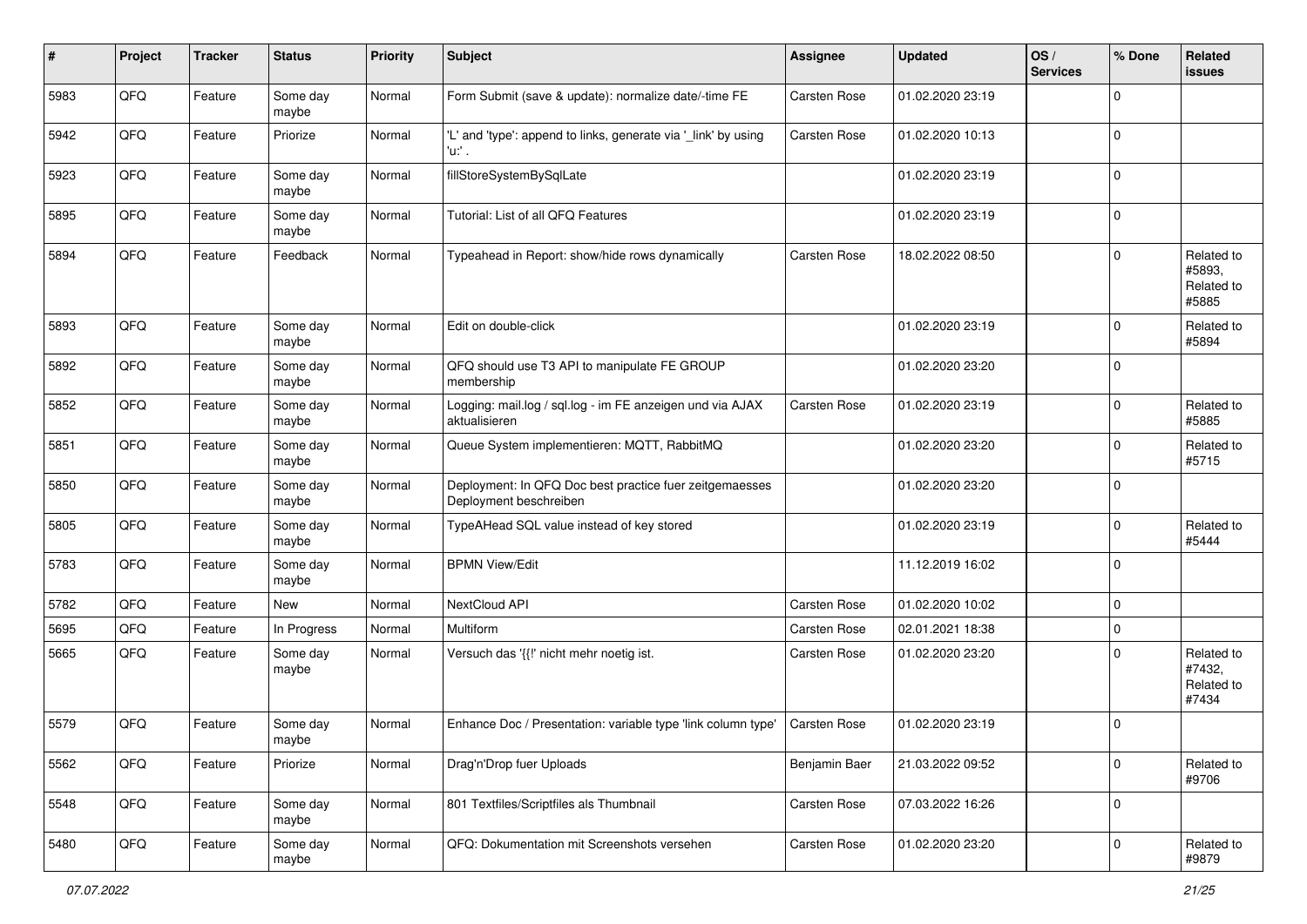| # | Project | Tracker | Status | Priority | Subject | Assignee | Updated | OS / Services | % Done | Related issues |
|---|---|---|---|---|---|---|---|---|---|---|
| 5983 | QFQ | Feature | Some day maybe | Normal | Form Submit (save & update): normalize date/-time FE | Carsten Rose | 01.02.2020 23:19 | | 0 | |
| 5942 | QFQ | Feature | Priorize | Normal | 'L' and 'type': append to links, generate via '_link' by using 'u:' . | Carsten Rose | 01.02.2020 10:13 | | 0 | |
| 5923 | QFQ | Feature | Some day maybe | Normal | fillStoreSystemBySqlLate | | 01.02.2020 23:19 | | 0 | |
| 5895 | QFQ | Feature | Some day maybe | Normal | Tutorial: List of all QFQ Features | | 01.02.2020 23:19 | | 0 | |
| 5894 | QFQ | Feature | Feedback | Normal | Typeahead in Report: show/hide rows dynamically | Carsten Rose | 18.02.2022 08:50 | | 0 | Related to #5893, Related to #5885 |
| 5893 | QFQ | Feature | Some day maybe | Normal | Edit on double-click | | 01.02.2020 23:19 | | 0 | Related to #5894 |
| 5892 | QFQ | Feature | Some day maybe | Normal | QFQ should use T3 API to manipulate FE GROUP membership | | 01.02.2020 23:20 | | 0 | |
| 5852 | QFQ | Feature | Some day maybe | Normal | Logging: mail.log / sql.log - im FE anzeigen und via AJAX aktualisieren | Carsten Rose | 01.02.2020 23:19 | | 0 | Related to #5885 |
| 5851 | QFQ | Feature | Some day maybe | Normal | Queue System implementieren: MQTT, RabbitMQ | | 01.02.2020 23:20 | | 0 | Related to #5715 |
| 5850 | QFQ | Feature | Some day maybe | Normal | Deployment: In QFQ Doc best practice fuer zeitgemaesses Deployment beschreiben | | 01.02.2020 23:20 | | 0 | |
| 5805 | QFQ | Feature | Some day maybe | Normal | TypeAHead SQL value instead of key stored | | 01.02.2020 23:19 | | 0 | Related to #5444 |
| 5783 | QFQ | Feature | Some day maybe | Normal | BPMN View/Edit | | 11.12.2019 16:02 | | 0 | |
| 5782 | QFQ | Feature | New | Normal | NextCloud API | Carsten Rose | 01.02.2020 10:02 | | 0 | |
| 5695 | QFQ | Feature | In Progress | Normal | Multiform | Carsten Rose | 02.01.2021 18:38 | | 0 | |
| 5665 | QFQ | Feature | Some day maybe | Normal | Versuch das '{{!' nicht mehr noetig ist. | Carsten Rose | 01.02.2020 23:20 | | 0 | Related to #7432, Related to #7434 |
| 5579 | QFQ | Feature | Some day maybe | Normal | Enhance Doc / Presentation: variable type 'link column type' | Carsten Rose | 01.02.2020 23:19 | | 0 | |
| 5562 | QFQ | Feature | Priorize | Normal | Drag'n'Drop fuer Uploads | Benjamin Baer | 21.03.2022 09:52 | | 0 | Related to #9706 |
| 5548 | QFQ | Feature | Some day maybe | Normal | 801 Textfiles/Scriptfiles als Thumbnail | Carsten Rose | 07.03.2022 16:26 | | 0 | |
| 5480 | QFQ | Feature | Some day maybe | Normal | QFQ: Dokumentation mit Screenshots versehen | Carsten Rose | 01.02.2020 23:20 | | 0 | Related to #9879 |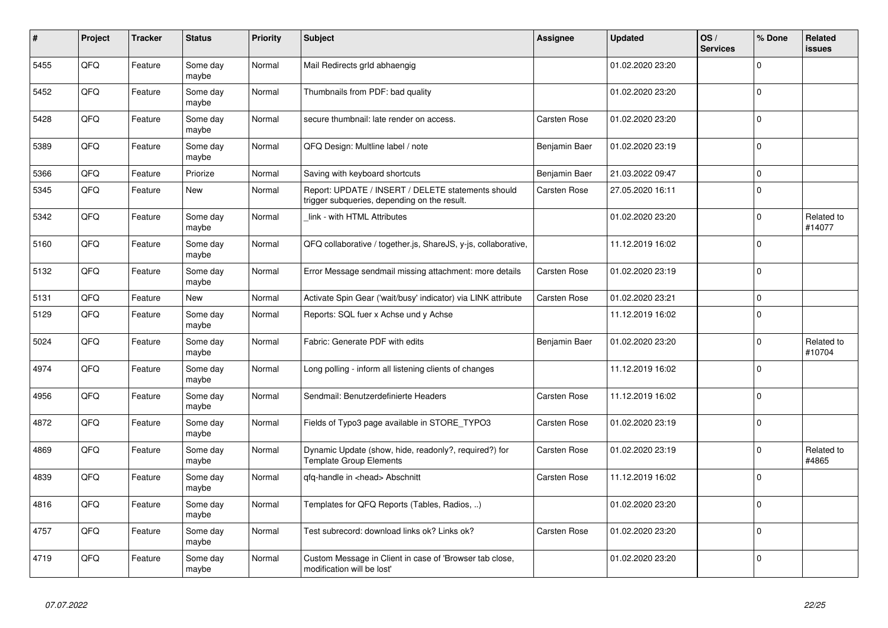| # | Project | Tracker | Status | Priority | Subject | Assignee | Updated | OS / Services | % Done | Related issues |
|---|---|---|---|---|---|---|---|---|---|---|
| 5455 | QFQ | Feature | Some day maybe | Normal | Mail Redirects grId abhaengig | | 01.02.2020 23:20 | | 0 | |
| 5452 | QFQ | Feature | Some day maybe | Normal | Thumbnails from PDF: bad quality | | 01.02.2020 23:20 | | 0 | |
| 5428 | QFQ | Feature | Some day maybe | Normal | secure thumbnail: late render on access. | Carsten Rose | 01.02.2020 23:20 | | 0 | |
| 5389 | QFQ | Feature | Some day maybe | Normal | QFQ Design: Multline label / note | Benjamin Baer | 01.02.2020 23:19 | | 0 | |
| 5366 | QFQ | Feature | Priorize | Normal | Saving with keyboard shortcuts | Benjamin Baer | 21.03.2022 09:47 | | 0 | |
| 5345 | QFQ | Feature | New | Normal | Report: UPDATE / INSERT / DELETE statements should trigger subqueries, depending on the result. | Carsten Rose | 27.05.2020 16:11 | | 0 | |
| 5342 | QFQ | Feature | Some day maybe | Normal | _link - with HTML Attributes | | 01.02.2020 23:20 | | 0 | Related to #14077 |
| 5160 | QFQ | Feature | Some day maybe | Normal | QFQ collaborative / together.js, ShareJS, y-js, collaborative, | | 11.12.2019 16:02 | | 0 | |
| 5132 | QFQ | Feature | Some day maybe | Normal | Error Message sendmail missing attachment: more details | Carsten Rose | 01.02.2020 23:19 | | 0 | |
| 5131 | QFQ | Feature | New | Normal | Activate Spin Gear ('wait/busy' indicator) via LINK attribute | Carsten Rose | 01.02.2020 23:21 | | 0 | |
| 5129 | QFQ | Feature | Some day maybe | Normal | Reports: SQL fuer x Achse und y Achse | | 11.12.2019 16:02 | | 0 | |
| 5024 | QFQ | Feature | Some day maybe | Normal | Fabric: Generate PDF with edits | Benjamin Baer | 01.02.2020 23:20 | | 0 | Related to #10704 |
| 4974 | QFQ | Feature | Some day maybe | Normal | Long polling - inform all listening clients of changes | | 11.12.2019 16:02 | | 0 | |
| 4956 | QFQ | Feature | Some day maybe | Normal | Sendmail: Benutzerdefinierte Headers | Carsten Rose | 11.12.2019 16:02 | | 0 | |
| 4872 | QFQ | Feature | Some day maybe | Normal | Fields of Typo3 page available in STORE_TYPO3 | Carsten Rose | 01.02.2020 23:19 | | 0 | |
| 4869 | QFQ | Feature | Some day maybe | Normal | Dynamic Update (show, hide, readonly?, required?) for Template Group Elements | Carsten Rose | 01.02.2020 23:19 | | 0 | Related to #4865 |
| 4839 | QFQ | Feature | Some day maybe | Normal | qfq-handle in <head> Abschnitt | Carsten Rose | 11.12.2019 16:02 | | 0 | |
| 4816 | QFQ | Feature | Some day maybe | Normal | Templates for QFQ Reports (Tables, Radios, ..) | | 01.02.2020 23:20 | | 0 | |
| 4757 | QFQ | Feature | Some day maybe | Normal | Test subrecord: download links ok? Links ok? | Carsten Rose | 01.02.2020 23:20 | | 0 | |
| 4719 | QFQ | Feature | Some day maybe | Normal | Custom Message in Client in case of 'Browser tab close, modification will be lost' | | 01.02.2020 23:20 | | 0 | |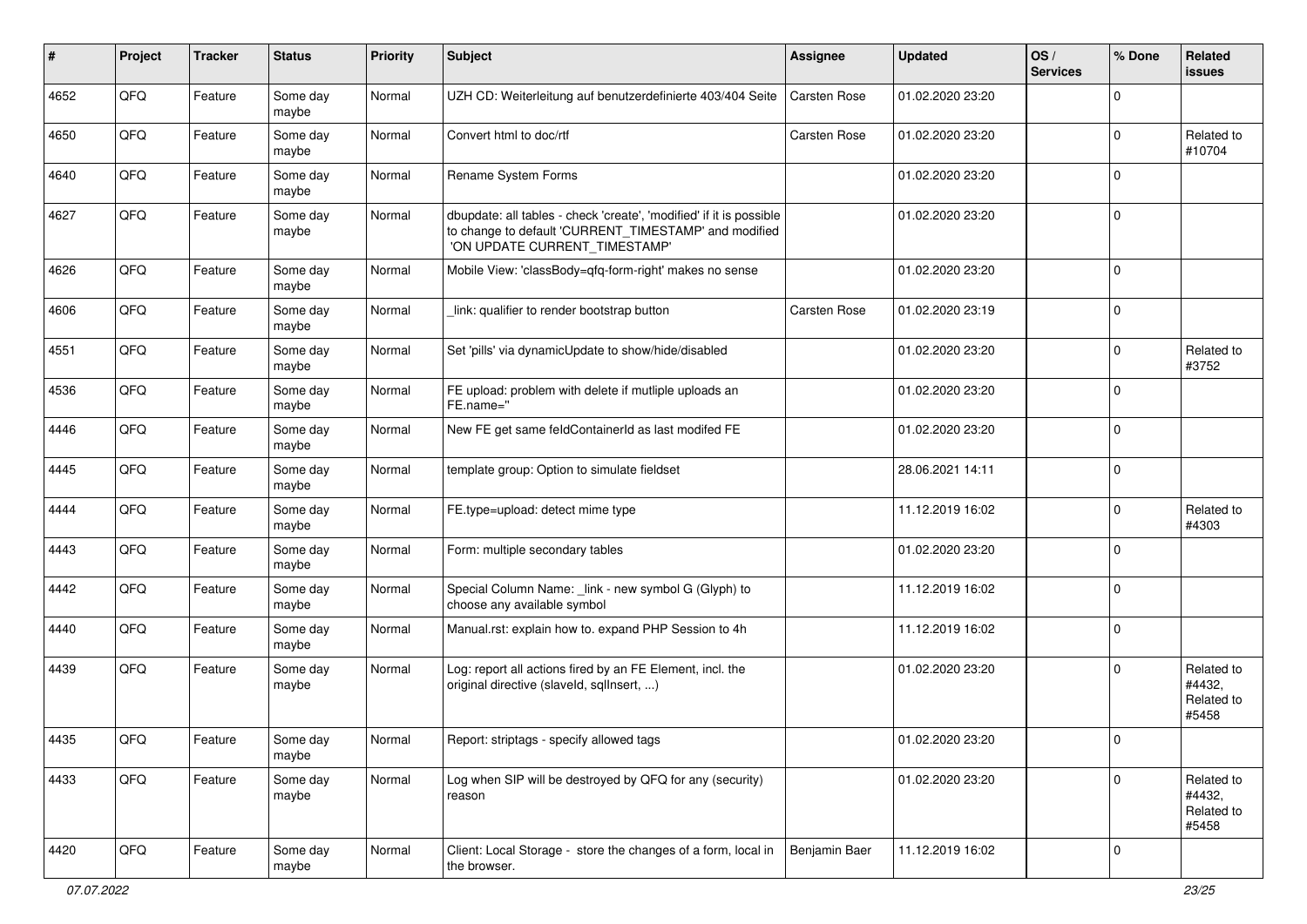| # | Project | Tracker | Status | Priority | Subject | Assignee | Updated | OS / Services | % Done | Related issues |
|---|---|---|---|---|---|---|---|---|---|---|
| 4652 | QFQ | Feature | Some day maybe | Normal | UZH CD: Weiterleitung auf benutzerdefinierte 403/404 Seite | Carsten Rose | 01.02.2020 23:20 | | 0 | |
| 4650 | QFQ | Feature | Some day maybe | Normal | Convert html to doc/rtf | Carsten Rose | 01.02.2020 23:20 | | 0 | Related to #10704 |
| 4640 | QFQ | Feature | Some day maybe | Normal | Rename System Forms | | 01.02.2020 23:20 | | 0 | |
| 4627 | QFQ | Feature | Some day maybe | Normal | dbupdate: all tables - check 'create', 'modified' if it is possible to change to default 'CURRENT_TIMESTAMP' and modified 'ON UPDATE CURRENT_TIMESTAMP' | | 01.02.2020 23:20 | | 0 | |
| 4626 | QFQ | Feature | Some day maybe | Normal | Mobile View: 'classBody=qfq-form-right' makes no sense | | 01.02.2020 23:20 | | 0 | |
| 4606 | QFQ | Feature | Some day maybe | Normal | _link: qualifier to render bootstrap button | Carsten Rose | 01.02.2020 23:19 | | 0 | |
| 4551 | QFQ | Feature | Some day maybe | Normal | Set 'pills' via dynamicUpdate to show/hide/disabled | | 01.02.2020 23:20 | | 0 | Related to #3752 |
| 4536 | QFQ | Feature | Some day maybe | Normal | FE upload: problem with delete if mutliple uploads an FE.name='' | | 01.02.2020 23:20 | | 0 | |
| 4446 | QFQ | Feature | Some day maybe | Normal | New FE get same feldContainerId as last modifed FE | | 01.02.2020 23:20 | | 0 | |
| 4445 | QFQ | Feature | Some day maybe | Normal | template group: Option to simulate fieldset | | 28.06.2021 14:11 | | 0 | |
| 4444 | QFQ | Feature | Some day maybe | Normal | FE.type=upload: detect mime type | | 11.12.2019 16:02 | | 0 | Related to #4303 |
| 4443 | QFQ | Feature | Some day maybe | Normal | Form: multiple secondary tables | | 01.02.2020 23:20 | | 0 | |
| 4442 | QFQ | Feature | Some day maybe | Normal | Special Column Name: _link - new symbol G (Glyph) to choose any available symbol | | 11.12.2019 16:02 | | 0 | |
| 4440 | QFQ | Feature | Some day maybe | Normal | Manual.rst: explain how to. expand PHP Session to 4h | | 11.12.2019 16:02 | | 0 | |
| 4439 | QFQ | Feature | Some day maybe | Normal | Log: report all actions fired by an FE Element, incl. the original directive (slaveId, sqlInsert, ...) | | 01.02.2020 23:20 | | 0 | Related to #4432, Related to #5458 |
| 4435 | QFQ | Feature | Some day maybe | Normal | Report: striptags - specify allowed tags | | 01.02.2020 23:20 | | 0 | |
| 4433 | QFQ | Feature | Some day maybe | Normal | Log when SIP will be destroyed by QFQ for any (security) reason | | 01.02.2020 23:20 | | 0 | Related to #4432, Related to #5458 |
| 4420 | QFQ | Feature | Some day maybe | Normal | Client: Local Storage - store the changes of a form, local in the browser. | Benjamin Baer | 11.12.2019 16:02 | | 0 | |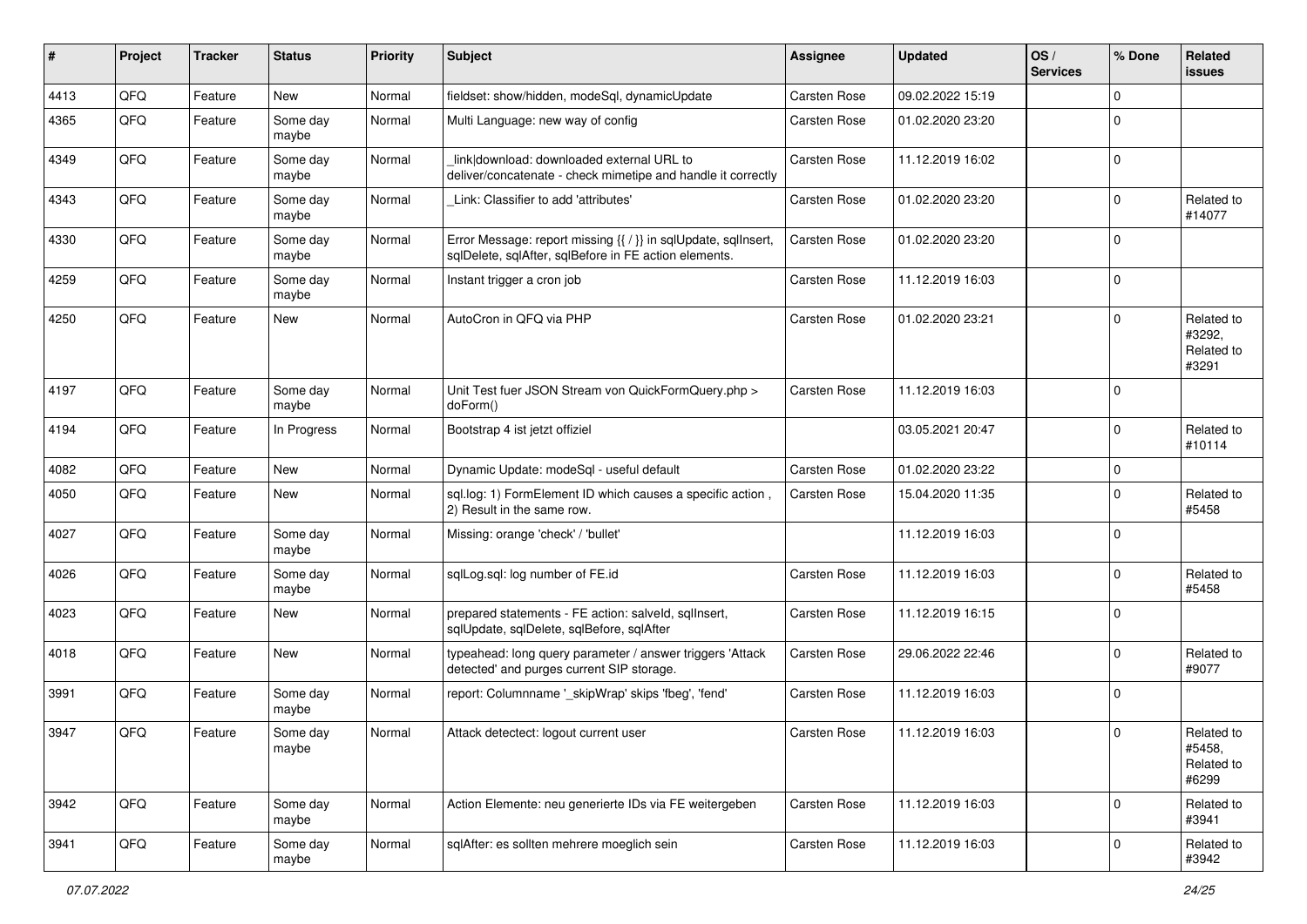| # | Project | Tracker | Status | Priority | Subject | Assignee | Updated | OS / Services | % Done | Related issues |
|---|---|---|---|---|---|---|---|---|---|---|
| 4413 | QFQ | Feature | New | Normal | fieldset: show/hidden, modeSql, dynamicUpdate | Carsten Rose | 09.02.2022 15:19 | | 0 | |
| 4365 | QFQ | Feature | Some day maybe | Normal | Multi Language: new way of config | Carsten Rose | 01.02.2020 23:20 | | 0 | |
| 4349 | QFQ | Feature | Some day maybe | Normal | _link\|download: downloaded external URL to deliver/concatenate - check mimetipe and handle it correctly | Carsten Rose | 11.12.2019 16:02 | | 0 | |
| 4343 | QFQ | Feature | Some day maybe | Normal | _Link: Classifier to add 'attributes' | Carsten Rose | 01.02.2020 23:20 | | 0 | Related to #14077 |
| 4330 | QFQ | Feature | Some day maybe | Normal | Error Message: report missing {{ / }} in sqlUpdate, sqlInsert, sqlDelete, sqlAfter, sqlBefore in FE action elements. | Carsten Rose | 01.02.2020 23:20 | | 0 | |
| 4259 | QFQ | Feature | Some day maybe | Normal | Instant trigger a cron job | Carsten Rose | 11.12.2019 16:03 | | 0 | |
| 4250 | QFQ | Feature | New | Normal | AutoCron in QFQ via PHP | Carsten Rose | 01.02.2020 23:21 | | 0 | Related to #3292, Related to #3291 |
| 4197 | QFQ | Feature | Some day maybe | Normal | Unit Test fuer JSON Stream von QuickFormQuery.php > doForm() | Carsten Rose | 11.12.2019 16:03 | | 0 | |
| 4194 | QFQ | Feature | In Progress | Normal | Bootstrap 4 ist jetzt offiziel | | 03.05.2021 20:47 | | 0 | Related to #10114 |
| 4082 | QFQ | Feature | New | Normal | Dynamic Update: modeSql - useful default | Carsten Rose | 01.02.2020 23:22 | | 0 | |
| 4050 | QFQ | Feature | New | Normal | sql.log: 1) FormElement ID which causes a specific action , 2) Result in the same row. | Carsten Rose | 15.04.2020 11:35 | | 0 | Related to #5458 |
| 4027 | QFQ | Feature | Some day maybe | Normal | Missing: orange 'check' / 'bullet' | | 11.12.2019 16:03 | | 0 | |
| 4026 | QFQ | Feature | Some day maybe | Normal | sqlLog.sql: log number of FE.id | Carsten Rose | 11.12.2019 16:03 | | 0 | Related to #5458 |
| 4023 | QFQ | Feature | New | Normal | prepared statements - FE action: salveld, sqlInsert, sqlUpdate, sqlDelete, sqlBefore, sqlAfter | Carsten Rose | 11.12.2019 16:15 | | 0 | |
| 4018 | QFQ | Feature | New | Normal | typeahead: long query parameter / answer triggers 'Attack detected' and purges current SIP storage. | Carsten Rose | 29.06.2022 22:46 | | 0 | Related to #9077 |
| 3991 | QFQ | Feature | Some day maybe | Normal | report: Columnname '_skipWrap' skips 'fbeg', 'fend' | Carsten Rose | 11.12.2019 16:03 | | 0 | |
| 3947 | QFQ | Feature | Some day maybe | Normal | Attack detectect: logout current user | Carsten Rose | 11.12.2019 16:03 | | 0 | Related to #5458, Related to #6299 |
| 3942 | QFQ | Feature | Some day maybe | Normal | Action Elemente: neu generierte IDs via FE weitergeben | Carsten Rose | 11.12.2019 16:03 | | 0 | Related to #3941 |
| 3941 | QFQ | Feature | Some day maybe | Normal | sqlAfter: es sollten mehrere moeglich sein | Carsten Rose | 11.12.2019 16:03 | | 0 | Related to #3942 |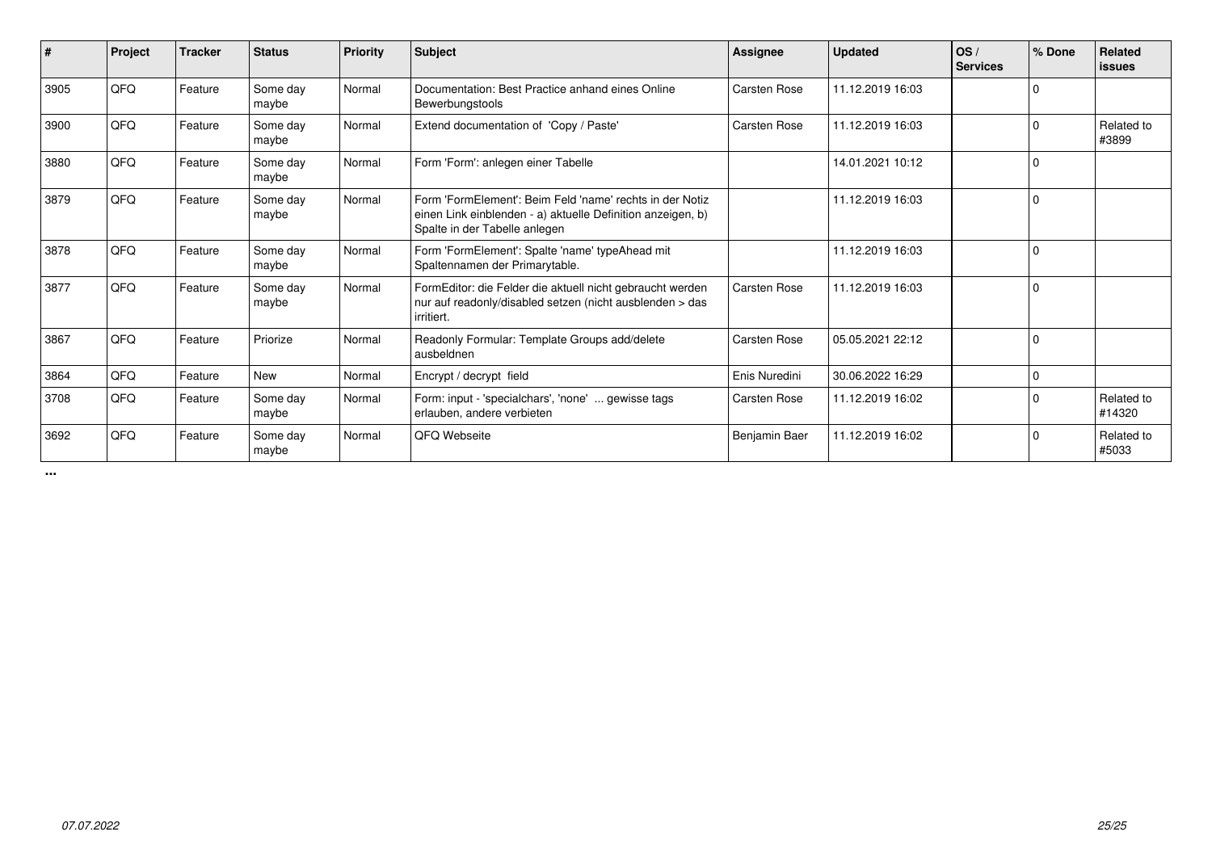| # | Project | Tracker | Status | Priority | Subject | Assignee | Updated | OS / Services | % Done | Related issues |
|---|---|---|---|---|---|---|---|---|---|---|
| 3905 | QFQ | Feature | Some day maybe | Normal | Documentation: Best Practice anhand eines Online Bewerbungstools | Carsten Rose | 11.12.2019 16:03 | | 0 | |
| 3900 | QFQ | Feature | Some day maybe | Normal | Extend documentation of 'Copy / Paste' | Carsten Rose | 11.12.2019 16:03 | | 0 | Related to #3899 |
| 3880 | QFQ | Feature | Some day maybe | Normal | Form 'Form': anlegen einer Tabelle | | 14.01.2021 10:12 | | 0 | |
| 3879 | QFQ | Feature | Some day maybe | Normal | Form 'FormElement': Beim Feld 'name' rechts in der Notiz einen Link einblenden - a) aktuelle Definition anzeigen, b) Spalte in der Tabelle anlegen | | 11.12.2019 16:03 | | 0 | |
| 3878 | QFQ | Feature | Some day maybe | Normal | Form 'FormElement': Spalte 'name' typeAhead mit Spaltennamen der Primarytable. | | 11.12.2019 16:03 | | 0 | |
| 3877 | QFQ | Feature | Some day maybe | Normal | FormEditor: die Felder die aktuell nicht gebraucht werden nur auf readonly/disabled setzen (nicht ausblenden > das irritiert. | Carsten Rose | 11.12.2019 16:03 | | 0 | |
| 3867 | QFQ | Feature | Priorize | Normal | Readonly Formular: Template Groups add/delete ausbeldnen | Carsten Rose | 05.05.2021 22:12 | | 0 | |
| 3864 | QFQ | Feature | New | Normal | Encrypt / decrypt field | Enis Nuredini | 30.06.2022 16:29 | | 0 | |
| 3708 | QFQ | Feature | Some day maybe | Normal | Form: input - 'specialchars', 'none' ... gewisse tags erlauben, andere verbieten | Carsten Rose | 11.12.2019 16:02 | | 0 | Related to #14320 |
| 3692 | QFQ | Feature | Some day maybe | Normal | QFQ Webseite | Benjamin Baer | 11.12.2019 16:02 | | 0 | Related to #5033 |

...